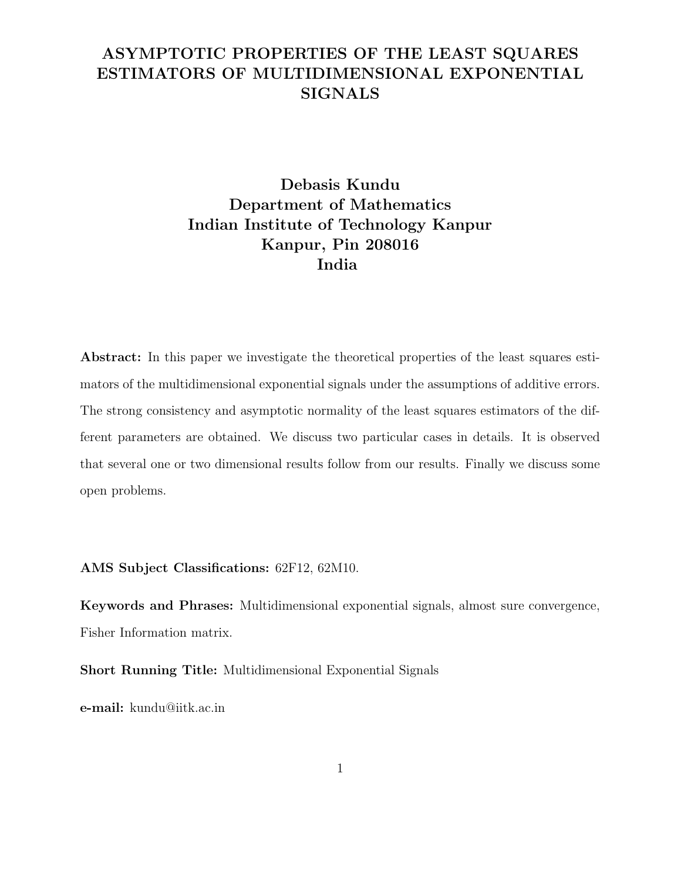# ASYMPTOTIC PROPERTIES OF THE LEAST SQUARES ESTIMATORS OF MULTIDIMENSIONAL EXPONENTIAL SIGNALS

**Debasis Kundu**
**Department of Mathematics**
**Indian Institute of Technology Kanpur**
**Kanpur, Pin 208016**
**India**

**Abstract:** In this paper we investigate the theoretical properties of the least squares estimators of the multidimensional exponential signals under the assumptions of additive errors. The strong consistency and asymptotic normality of the least squares estimators of the different parameters are obtained. We discuss two particular cases in details. It is observed that several one or two dimensional results follow from our results. Finally we discuss some open problems.

**AMS Subject Classifications:** 62F12, 62M10.

**Keywords and Phrases:** Multidimensional exponential signals, almost sure convergence, Fisher Information matrix.

**Short Running Title:** Multidimensional Exponential Signals

**e-mail:** kundu@iitk.ac.in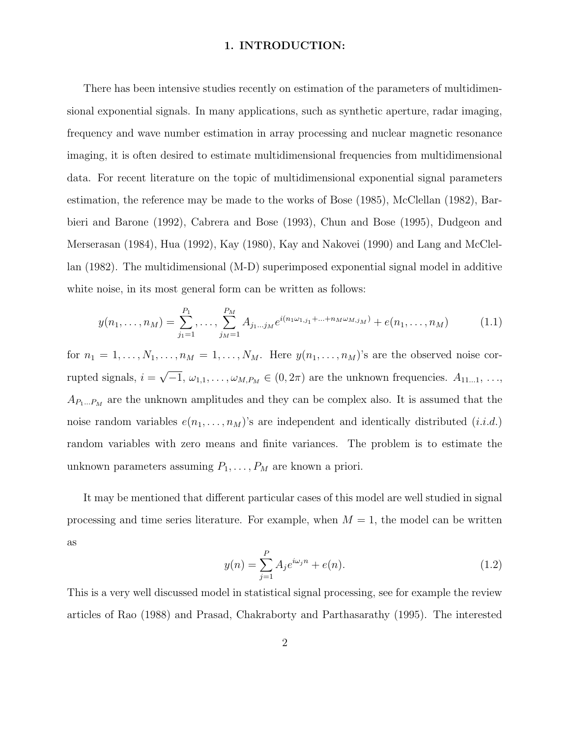# 1. INTRODUCTION:

There has been intensive studies recently on estimation of the parameters of multidimensional exponential signals. In many applications, such as synthetic aperture, radar imaging, frequency and wave number estimation in array processing and nuclear magnetic resonance imaging, it is often desired to estimate multidimensional frequencies from multidimensional data. For recent literature on the topic of multidimensional exponential signal parameters estimation, the reference may be made to the works of Bose (1985), McClellan (1982), Barbieri and Barone (1992), Cabrera and Bose (1993), Chun and Bose (1995), Dudgeon and Merserasan (1984), Hua (1992), Kay (1980), Kay and Nakovei (1990) and Lang and McClellan (1982). The multidimensional (M-D) superimposed exponential signal model in additive white noise, in its most general form can be written as follows:

$$y(n_1, \ldots, n_M) = \sum_{j_1=1}^{P_1}, \ldots, \sum_{j_M=1}^{P_M} A_{j_1 \ldots j_M} e^{i(n_1\omega_{1,j_1} + \ldots + n_M\omega_{M,j_M})} + e(n_1, \ldots, n_M) \tag{1.1}$$

for $n_1 = 1, \ldots, N_1, \ldots, n_M = 1, \ldots, N_M$. Here $y(n_1, \ldots, n_M)$'s are the observed noise corrupted signals, $i = \sqrt{-1}$, $\omega_{1,1}, \ldots, \omega_{M,P_M} \in (0, 2\pi)$ are the unknown frequencies. $A_{11\ldots1}, \ldots, A_{P_1\ldots P_M}$ are the unknown amplitudes and they can be complex also. It is assumed that the noise random variables $e(n_1, \ldots, n_M)$'s are independent and identically distributed (*i.i.d.*) random variables with zero means and finite variances. The problem is to estimate the unknown parameters assuming $P_1, \ldots, P_M$ are known a priori.

It may be mentioned that different particular cases of this model are well studied in signal processing and time series literature. For example, when $M = 1$, the model can be written as

$$y(n) = \sum_{j=1}^{P} A_j e^{i\omega_j n} + e(n). \tag{1.2}$$

This is a very well discussed model in statistical signal processing, see for example the review articles of Rao (1988) and Prasad, Chakraborty and Parthasarathy (1995). The interested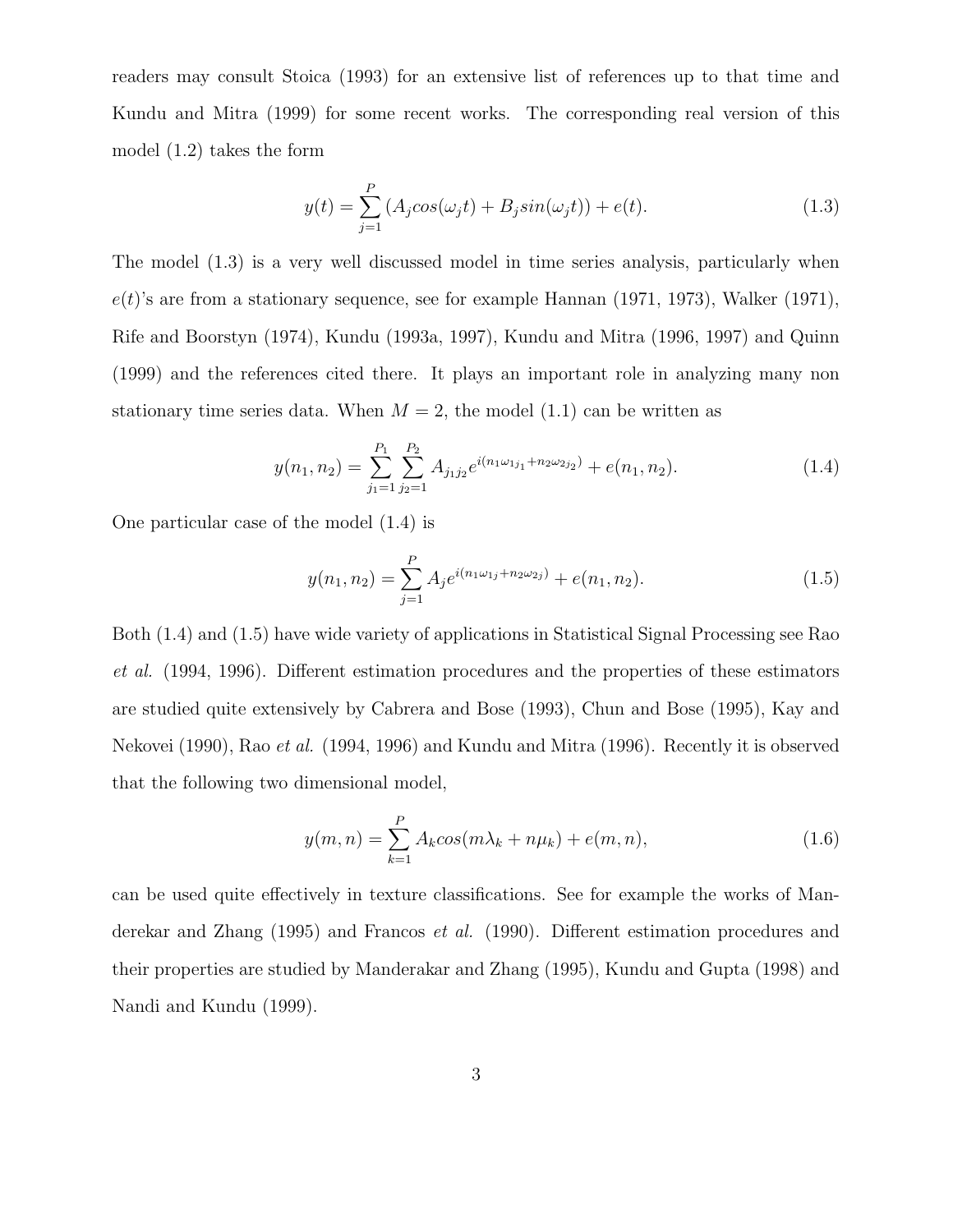readers may consult Stoica (1993) for an extensive list of references up to that time and Kundu and Mitra (1999) for some recent works. The corresponding real version of this model (1.2) takes the form

$$y(t) = \sum_{j=1}^{P} (A_j cos(\omega_j t) + B_j sin(\omega_j t)) + e(t). \tag{1.3}$$

The model (1.3) is a very well discussed model in time series analysis, particularly when $e(t)$'s are from a stationary sequence, see for example Hannan (1971, 1973), Walker (1971), Rife and Boorstyn (1974), Kundu (1993a, 1997), Kundu and Mitra (1996, 1997) and Quinn (1999) and the references cited there. It plays an important role in analyzing many non stationary time series data. When $M = 2$, the model (1.1) can be written as

$$y(n_1, n_2) = \sum_{j_1=1}^{P_1} \sum_{j_2=1}^{P_2} A_{j_1 j_2} e^{i(n_1 \omega_{1 j_1} + n_2 \omega_{2 j_2})} + e(n_1, n_2). \tag{1.4}$$

One particular case of the model (1.4) is

$$y(n_1, n_2) = \sum_{j=1}^{P} A_j e^{i(n_1 \omega_{1j} + n_2 \omega_{2j})} + e(n_1, n_2). \tag{1.5}$$

Both (1.4) and (1.5) have wide variety of applications in Statistical Signal Processing see Rao *et al.* (1994, 1996). Different estimation procedures and the properties of these estimators are studied quite extensively by Cabrera and Bose (1993), Chun and Bose (1995), Kay and Nekovei (1990), Rao *et al.* (1994, 1996) and Kundu and Mitra (1996). Recently it is observed that the following two dimensional model,

$$y(m, n) = \sum_{k=1}^{P} A_k cos(m\lambda_k + n\mu_k) + e(m, n), \tag{1.6}$$

can be used quite effectively in texture classifications. See for example the works of Manderekar and Zhang (1995) and Francos *et al.* (1990). Different estimation procedures and their properties are studied by Manderakar and Zhang (1995), Kundu and Gupta (1998) and Nandi and Kundu (1999).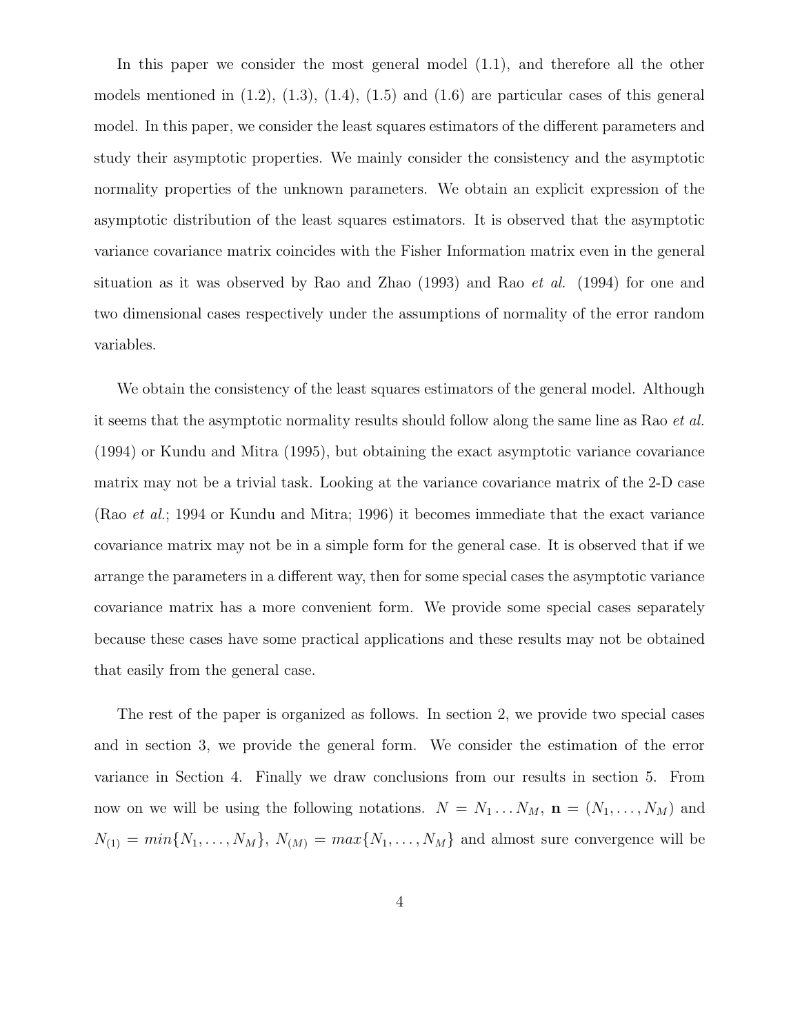In this paper we consider the most general model (1.1), and therefore all the other models mentioned in (1.2), (1.3), (1.4), (1.5) and (1.6) are particular cases of this general model. In this paper, we consider the least squares estimators of the different parameters and study their asymptotic properties. We mainly consider the consistency and the asymptotic normality properties of the unknown parameters. We obtain an explicit expression of the asymptotic distribution of the least squares estimators. It is observed that the asymptotic variance covariance matrix coincides with the Fisher Information matrix even in the general situation as it was observed by Rao and Zhao (1993) and Rao *et al.* (1994) for one and two dimensional cases respectively under the assumptions of normality of the error random variables.

We obtain the consistency of the least squares estimators of the general model. Although it seems that the asymptotic normality results should follow along the same line as Rao *et al.* (1994) or Kundu and Mitra (1995), but obtaining the exact asymptotic variance covariance matrix may not be a trivial task. Looking at the variance covariance matrix of the 2-D case (Rao *et al.*; 1994 or Kundu and Mitra; 1996) it becomes immediate that the exact variance covariance matrix may not be in a simple form for the general case. It is observed that if we arrange the parameters in a different way, then for some special cases the asymptotic variance covariance matrix has a more convenient form. We provide some special cases separately because these cases have some practical applications and these results may not be obtained that easily from the general case.

The rest of the paper is organized as follows. In section 2, we provide two special cases and in section 3, we provide the general form. We consider the estimation of the error variance in Section 4. Finally we draw conclusions from our results in section 5. From now on we will be using the following notations. $N = N_1 \dots N_M$, $\mathbf{n} = (N_1, \dots, N_M)$ and $N_{(1)} = min\{N_1, \dots, N_M\}$, $N_{(M)} = max\{N_1, \dots, N_M\}$ and almost sure convergence will be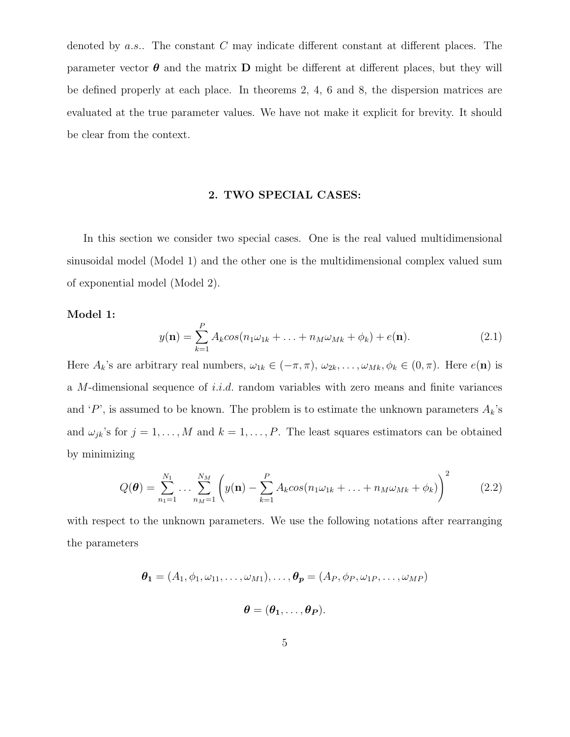denoted by *a.s.*. The constant $C$ may indicate different constant at different places. The parameter vector $\boldsymbol{\theta}$ and the matrix $\mathbf{D}$ might be different at different places, but they will be defined properly at each place. In theorems 2, 4, 6 and 8, the dispersion matrices are evaluated at the true parameter values. We have not make it explicit for brevity. It should be clear from the context.

## 2. TWO SPECIAL CASES:

In this section we consider two special cases. One is the real valued multidimensional sinusoidal model (Model 1) and the other one is the multidimensional complex valued sum of exponential model (Model 2).

**Model 1:**

$$y(\mathbf{n}) = \sum_{k=1}^{P} A_k cos(n_1\omega_{1k} + \ldots + n_M\omega_{Mk} + \phi_k) + e(\mathbf{n}). \tag{2.1}$$

Here $A_k$'s are arbitrary real numbers, $\omega_{1k} \in (-\pi, \pi)$, $\omega_{2k}, \ldots, \omega_{Mk}, \phi_k \in (0, \pi)$. Here $e(\mathbf{n})$ is a $M$-dimensional sequence of *i.i.d.* random variables with zero means and finite variances and '$P$', is assumed to be known. The problem is to estimate the unknown parameters $A_k$'s and $\omega_{jk}$'s for $j = 1, \ldots, M$ and $k = 1, \ldots, P$. The least squares estimators can be obtained by minimizing

$$Q(\boldsymbol{\theta}) = \sum_{n_1=1}^{N_1} \ldots \sum_{n_M=1}^{N_M} \left( y(\mathbf{n}) - \sum_{k=1}^{P} A_k cos(n_1\omega_{1k} + \ldots + n_M\omega_{Mk} + \phi_k) \right)^2 \tag{2.2}$$

with respect to the unknown parameters. We use the following notations after rearranging the parameters

$$\boldsymbol{\theta_1} = (A_1, \phi_1, \omega_{11}, \ldots, \omega_{M1}), \ldots, \boldsymbol{\theta_p} = (A_P, \phi_P, \omega_{1P}, \ldots, \omega_{MP})$$

$$\boldsymbol{\theta} = (\boldsymbol{\theta_1}, \ldots, \boldsymbol{\theta_P}).$$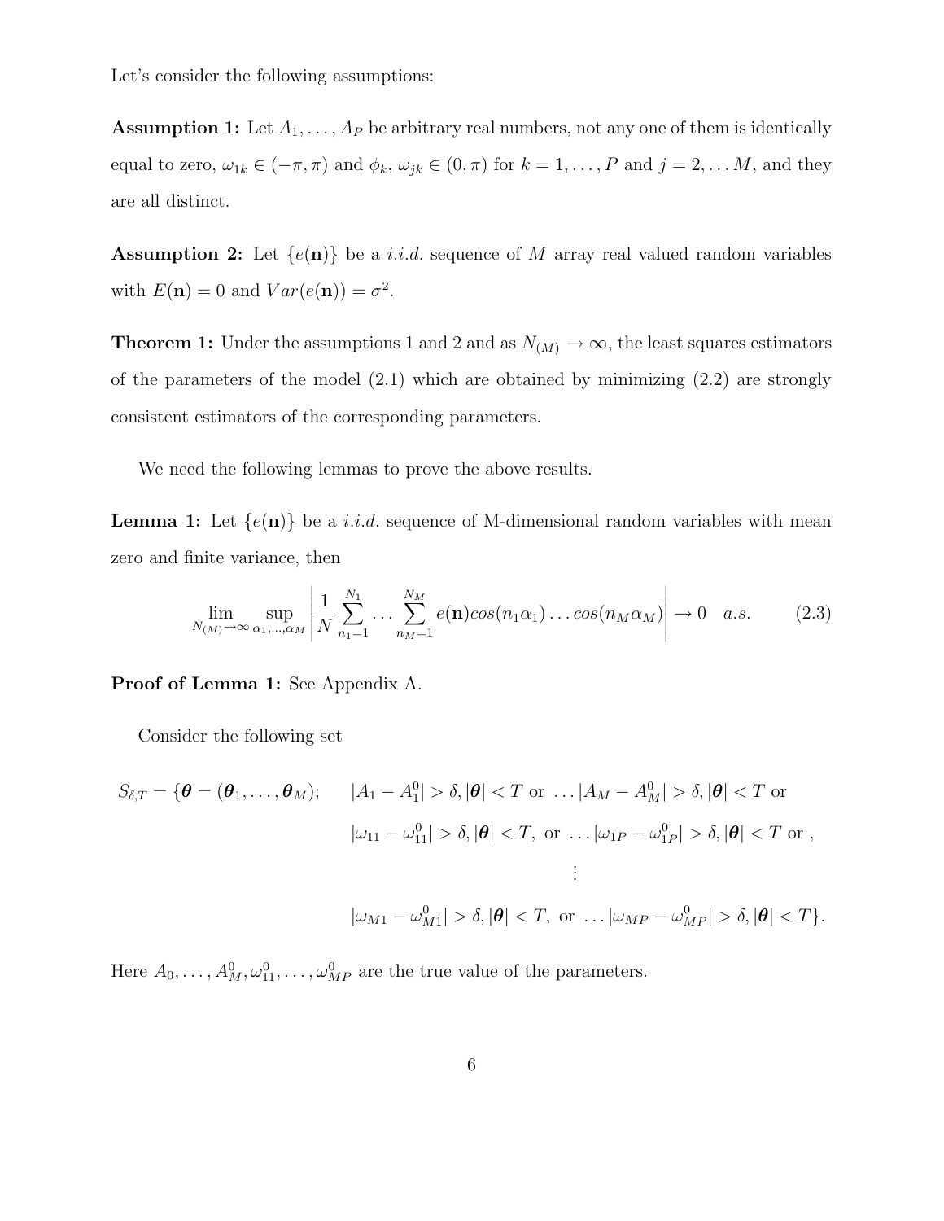Let's consider the following assumptions:

**Assumption 1:** Let $A_1, \ldots, A_P$ be arbitrary real numbers, not any one of them is identically equal to zero, $\omega_{1k} \in (-\pi, \pi)$ and $\phi_k$, $\omega_{jk} \in (0, \pi)$ for $k = 1, \ldots, P$ and $j = 2, \ldots M$, and they are all distinct.

**Assumption 2:** Let $\{e(\mathbf{n})\}$ be a *i.i.d.* sequence of $M$ array real valued random variables with $E(\mathbf{n}) = 0$ and $Var(e(\mathbf{n})) = \sigma^2$.

**Theorem 1:** Under the assumptions 1 and 2 and as $N_{(M)} \to \infty$, the least squares estimators of the parameters of the model (2.1) which are obtained by minimizing (2.2) are strongly consistent estimators of the corresponding parameters.

We need the following lemmas to prove the above results.

**Lemma 1:** Let $\{e(\mathbf{n})\}$ be a *i.i.d.* sequence of M-dimensional random variables with mean zero and finite variance, then

$$\lim_{N_{(M)} \to \infty} \sup_{\alpha_1, \ldots, \alpha_M} \left| \frac{1}{N} \sum_{n_1=1}^{N_1} \ldots \sum_{n_M=1}^{N_M} e(\mathbf{n}) cos(n_1 \alpha_1) \ldots cos(n_M \alpha_M) \right| \to 0 \quad a.s. \tag{2.3}$$

**Proof of Lemma 1:** See Appendix A.

Consider the following set

$$\begin{aligned} S_{\delta,T} = \{\boldsymbol{\theta} = (\boldsymbol{\theta}_1, \ldots, \boldsymbol{\theta}_M); \quad & |A_1 - A_1^0| > \delta, |\boldsymbol{\theta}| < T \text{ or } \ldots |A_M - A_M^0| > \delta, |\boldsymbol{\theta}| < T \text{ or} \\ & |\omega_{11} - \omega_{11}^0| > \delta, |\boldsymbol{\theta}| < T, \text{ or } \ldots |\omega_{1P} - \omega_{1P}^0| > \delta, |\boldsymbol{\theta}| < T \text{ or }, \\ & \vdots \\ & |\omega_{M1} - \omega_{M1}^0| > \delta, |\boldsymbol{\theta}| < T, \text{ or } \ldots |\omega_{MP} - \omega_{MP}^0| > \delta, |\boldsymbol{\theta}| < T\}. \end{aligned}$$

Here $A_0, \ldots, A_M^0, \omega_{11}^0, \ldots, \omega_{MP}^0$ are the true value of the parameters.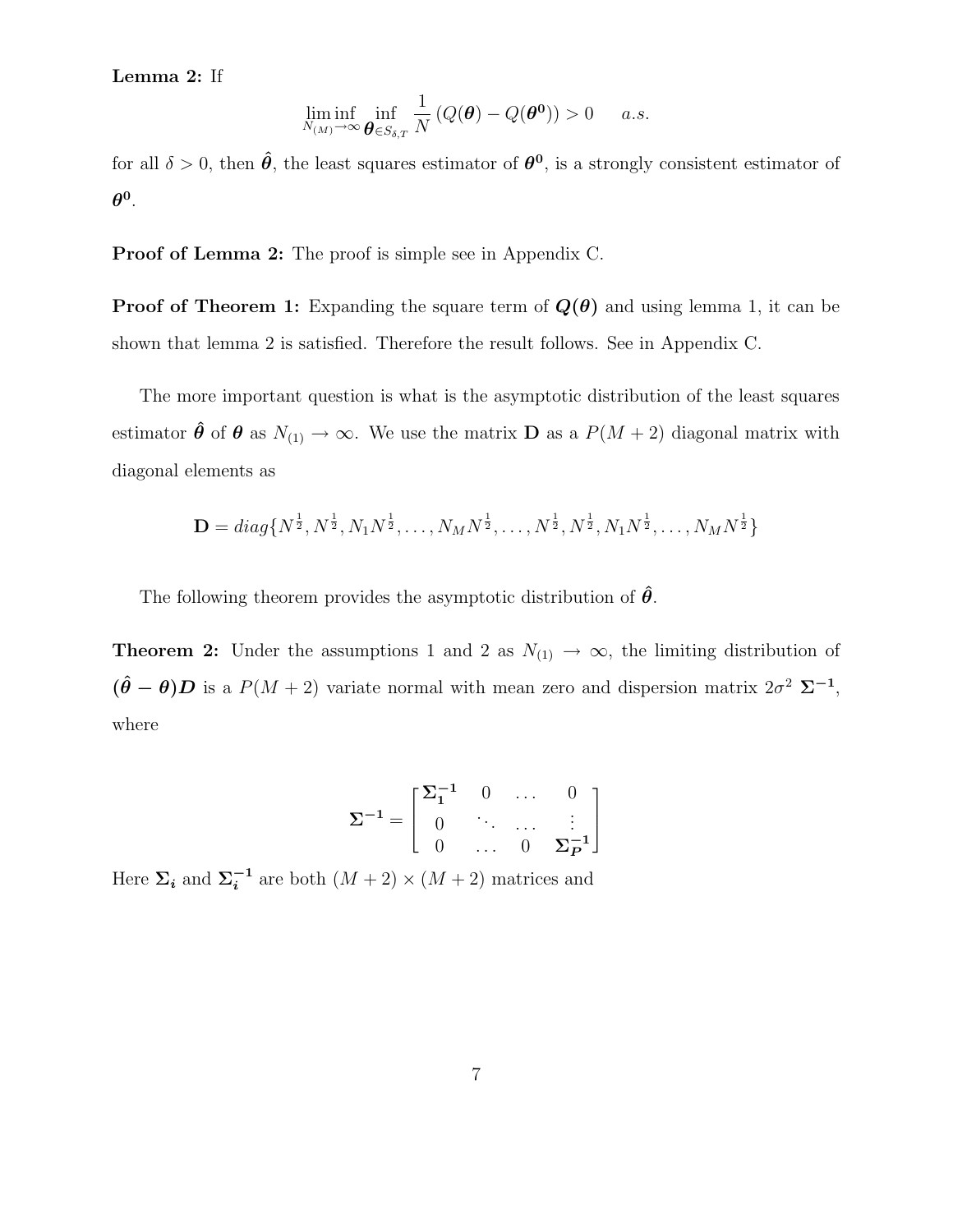**Lemma 2:** If

$$\liminf_{N_{(M)} \to \infty} \inf_{\boldsymbol{\theta} \in S_{\delta,T}} \frac{1}{N} \left( Q(\boldsymbol{\theta}) - Q(\boldsymbol{\theta^0}) \right) > 0 \qquad a.s.$$

for all $\delta > 0$, then $\hat{\boldsymbol{\theta}}$, the least squares estimator of $\boldsymbol{\theta^0}$, is a strongly consistent estimator of $\boldsymbol{\theta^0}$.

**Proof of Lemma 2:** The proof is simple see in Appendix C.

**Proof of Theorem 1:** Expanding the square term of $\boldsymbol{Q(\theta)}$ and using lemma 1, it can be shown that lemma 2 is satisfied. Therefore the result follows. See in Appendix C.

The more important question is what is the asymptotic distribution of the least squares estimator $\hat{\boldsymbol{\theta}}$ of $\boldsymbol{\theta}$ as $N_{(1)} \to \infty$. We use the matrix $\mathbf{D}$ as a $P(M+2)$ diagonal matrix with diagonal elements as

$$\mathbf{D} = diag\{N^{\frac{1}{2}}, N^{\frac{1}{2}}, N_1 N^{\frac{1}{2}}, \ldots, N_M N^{\frac{1}{2}}, \ldots, N^{\frac{1}{2}}, N^{\frac{1}{2}}, N_1 N^{\frac{1}{2}}, \ldots, N_M N^{\frac{1}{2}}\}$$

The following theorem provides the asymptotic distribution of $\hat{\boldsymbol{\theta}}$.

**Theorem 2:** Under the assumptions 1 and 2 as $N_{(1)} \to \infty$, the limiting distribution of $\boldsymbol{(\hat{\theta} - \theta)D}$ is a $P(M+2)$ variate normal with mean zero and dispersion matrix $2\sigma^2 \ \boldsymbol{\Sigma^{-1}}$, where

$$\boldsymbol{\Sigma^{-1}} = \begin{bmatrix} \boldsymbol{\Sigma_1^{-1}} & 0 & \ldots & 0 \\ 0 & \ddots & \ldots & \vdots \\ 0 & \ldots & 0 & \boldsymbol{\Sigma_P^{-1}} \end{bmatrix}$$

Here $\boldsymbol{\Sigma_i}$ and $\boldsymbol{\Sigma_i^{-1}}$ are both $(M+2) \times (M+2)$ matrices and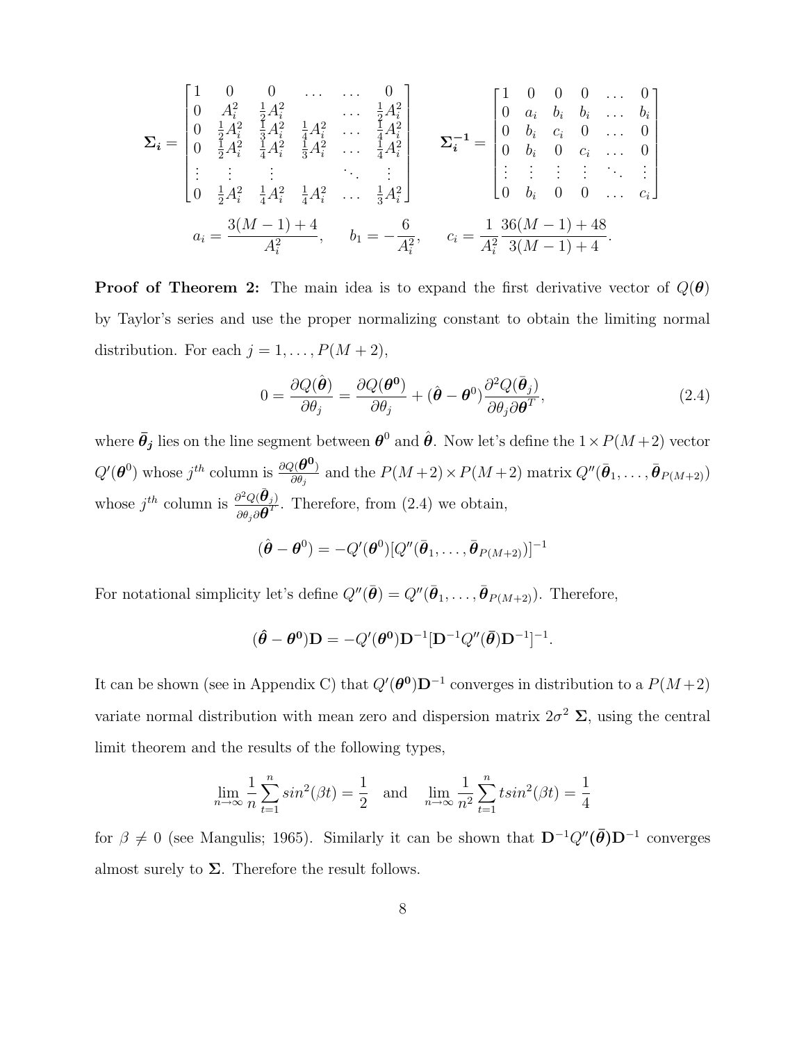$$
\boldsymbol{\Sigma_i} = \begin{bmatrix} 1 & 0 & 0 & \dots & \dots & 0 \\ 0 & A_i^2 & \frac{1}{2}A_i^2 & & \dots & \frac{1}{2}A_i^2 \\ 0 & \frac{1}{2}A_i^2 & \frac{1}{3}A_i^2 & \frac{1}{4}A_i^2 & \dots & \frac{1}{4}A_i^2 \\ 0 & \frac{1}{2}A_i^2 & \frac{1}{4}A_i^2 & \frac{1}{3}A_i^2 & \dots & \frac{1}{4}A_i^2 \\ \vdots & \vdots & \vdots & & \ddots & \vdots \\ 0 & \frac{1}{2}A_i^2 & \frac{1}{4}A_i^2 & \frac{1}{4}A_i^2 & \dots & \frac{1}{3}A_i^2 \end{bmatrix} \qquad \boldsymbol{\Sigma_i^{-1}} = \begin{bmatrix} 1 & 0 & 0 & 0 & \dots & 0 \\ 0 & a_i & b_i & b_i & \dots & b_i \\ 0 & b_i & c_i & 0 & \dots & 0 \\ 0 & b_i & 0 & c_i & \dots & 0 \\ \vdots & \vdots & \vdots & \vdots & \ddots & \vdots \\ 0 & b_i & 0 & 0 & \dots & c_i \end{bmatrix}
$$

$$
a_i = \frac{3(M-1)+4}{A_i^2}, \qquad b_1 = -\frac{6}{A_i^2}, \qquad c_i = \frac{1}{A_i^2}\frac{36(M-1)+48}{3(M-1)+4}.
$$

**Proof of Theorem 2:** The main idea is to expand the first derivative vector of $Q(\boldsymbol{\theta})$ by Taylor's series and use the proper normalizing constant to obtain the limiting normal distribution. For each $j = 1, \dots, P(M+2)$,

$$
0 = \frac{\partial Q(\hat{\boldsymbol{\theta}})}{\partial \theta_j} = \frac{\partial Q(\boldsymbol{\theta^0})}{\partial \theta_j} + (\hat{\boldsymbol{\theta}} - \boldsymbol{\theta}^0)\frac{\partial^2 Q(\bar{\boldsymbol{\theta}}_j)}{\partial \theta_j \partial \boldsymbol{\theta}^T}, \tag{2.4}
$$

where $\bar{\boldsymbol{\theta}}_{\boldsymbol{j}}$ lies on the line segment between $\boldsymbol{\theta}^0$ and $\hat{\boldsymbol{\theta}}$. Now let's define the $1 \times P(M+2)$ vector $Q'(\boldsymbol{\theta}^0)$ whose $j^{th}$ column is $\frac{\partial Q(\boldsymbol{\theta^0})}{\partial \theta_j}$ and the $P(M+2) \times P(M+2)$ matrix $Q''(\bar{\boldsymbol{\theta}}_1, \dots, \bar{\boldsymbol{\theta}}_{P(M+2)})$ whose $j^{th}$ column is $\frac{\partial^2 Q(\bar{\boldsymbol{\theta}}_j)}{\partial \theta_j \partial \boldsymbol{\theta}^T}$. Therefore, from (2.4) we obtain,

$$
(\hat{\boldsymbol{\theta}} - \boldsymbol{\theta}^0) = -Q'(\boldsymbol{\theta}^0)[Q''(\bar{\boldsymbol{\theta}}_1, \dots, \bar{\boldsymbol{\theta}}_{P(M+2)})]^{-1}
$$

For notational simplicity let's define $Q''(\bar{\boldsymbol{\theta}}) = Q''(\bar{\boldsymbol{\theta}}_1, \dots, \bar{\boldsymbol{\theta}}_{P(M+2)})$. Therefore,

$$
(\hat{\boldsymbol{\theta}} - \boldsymbol{\theta^0})\mathbf{D} = -Q'(\boldsymbol{\theta^0})\mathbf{D}^{-1}[\mathbf{D}^{-1}Q''(\bar{\boldsymbol{\theta}})\mathbf{D}^{-1}]^{-1}.
$$

It can be shown (see in Appendix C) that $Q'(\boldsymbol{\theta^0})\mathbf{D}^{-1}$ converges in distribution to a $P(M+2)$ variate normal distribution with mean zero and dispersion matrix $2\sigma^2\ \boldsymbol{\Sigma}$, using the central limit theorem and the results of the following types,

$$
\lim_{n\to\infty}\frac{1}{n}\sum_{t=1}^{n} sin^2(\beta t) = \frac{1}{2} \quad \text{and} \quad \lim_{n\to\infty}\frac{1}{n^2}\sum_{t=1}^{n} t sin^2(\beta t) = \frac{1}{4}
$$

for $\beta \neq 0$ (see Mangulis; 1965). Similarly it can be shown that $\mathbf{D}^{-1}Q''(\bar{\boldsymbol{\theta}})\mathbf{D}^{-1}$ converges almost surely to $\boldsymbol{\Sigma}$. Therefore the result follows.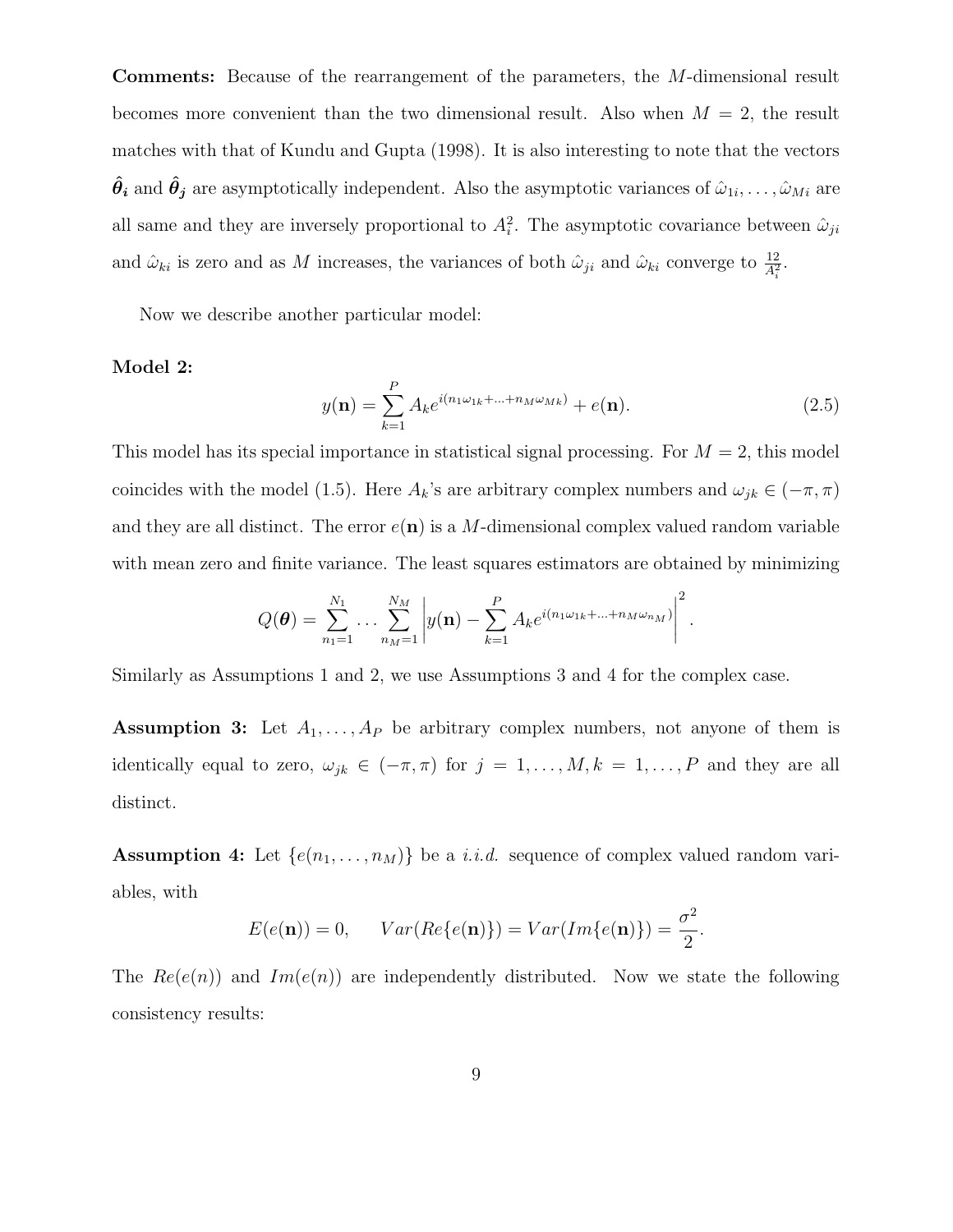**Comments:** Because of the rearrangement of the parameters, the $M$-dimensional result becomes more convenient than the two dimensional result. Also when $M = 2$, the result matches with that of Kundu and Gupta (1998). It is also interesting to note that the vectors $\hat{\boldsymbol{\theta}}_{\boldsymbol{i}}$ and $\hat{\boldsymbol{\theta}}_{\boldsymbol{j}}$ are asymptotically independent. Also the asymptotic variances of $\hat{\omega}_{1i}, \ldots, \hat{\omega}_{Mi}$ are all same and they are inversely proportional to $A_i^2$. The asymptotic covariance between $\hat{\omega}_{ji}$ and $\hat{\omega}_{ki}$ is zero and as $M$ increases, the variances of both $\hat{\omega}_{ji}$ and $\hat{\omega}_{ki}$ converge to $\frac{12}{A_i^2}$.

Now we describe another particular model:

**Model 2:**

$$y(\mathbf{n}) = \sum_{k=1}^{P} A_k e^{i(n_1\omega_{1k} + \ldots + n_M\omega_{Mk})} + e(\mathbf{n}). \tag{2.5}$$

This model has its special importance in statistical signal processing. For $M = 2$, this model coincides with the model (1.5). Here $A_k$'s are arbitrary complex numbers and $\omega_{jk} \in (-\pi, \pi)$ and they are all distinct. The error $e(\mathbf{n})$ is a $M$-dimensional complex valued random variable with mean zero and finite variance. The least squares estimators are obtained by minimizing

$$Q(\boldsymbol{\theta}) = \sum_{n_1=1}^{N_1} \ldots \sum_{n_M=1}^{N_M} \left| y(\mathbf{n}) - \sum_{k=1}^{P} A_k e^{i(n_1\omega_{1k} + \ldots + n_M\omega_{n_M})} \right|^2.$$

Similarly as Assumptions 1 and 2, we use Assumptions 3 and 4 for the complex case.

**Assumption 3:** Let $A_1, \ldots, A_P$ be arbitrary complex numbers, not anyone of them is identically equal to zero, $\omega_{jk} \in (-\pi, \pi)$ for $j = 1, \ldots, M, k = 1, \ldots, P$ and they are all distinct.

**Assumption 4:** Let $\{e(n_1, \ldots, n_M)\}$ be a *i.i.d.* sequence of complex valued random variables, with

$$E(e(\mathbf{n})) = 0, \qquad Var(Re\{e(\mathbf{n})\}) = Var(Im\{e(\mathbf{n})\}) = \frac{\sigma^2}{2}.$$

The $Re(e(n))$ and $Im(e(n))$ are independently distributed. Now we state the following consistency results: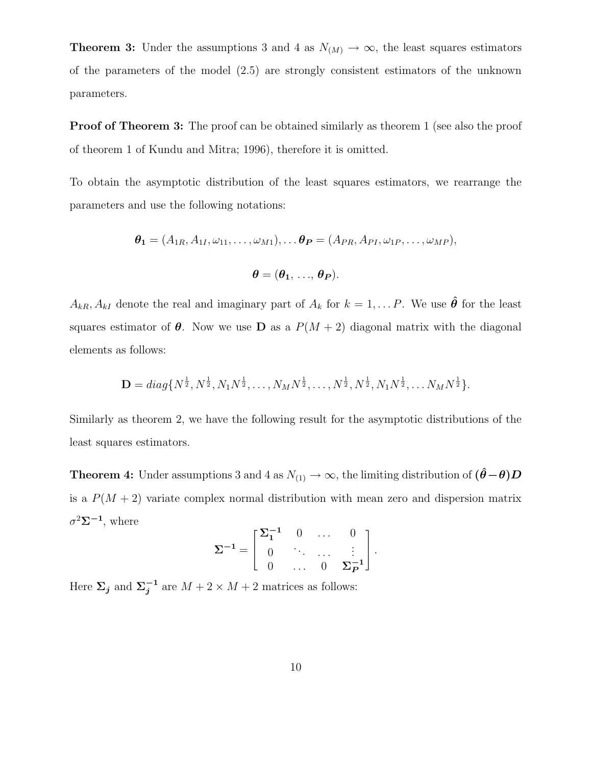**Theorem 3:** Under the assumptions 3 and 4 as $N_{(M)} \to \infty$, the least squares estimators of the parameters of the model (2.5) are strongly consistent estimators of the unknown parameters.

**Proof of Theorem 3:** The proof can be obtained similarly as theorem 1 (see also the proof of theorem 1 of Kundu and Mitra; 1996), therefore it is omitted.

To obtain the asymptotic distribution of the least squares estimators, we rearrange the parameters and use the following notations:

$$\boldsymbol{\theta_1} = (A_{1R}, A_{1I}, \omega_{11}, \ldots, \omega_{M1}), \ldots \boldsymbol{\theta_P} = (A_{PR}, A_{PI}, \omega_{1P}, \ldots, \omega_{MP}),$$

$$\boldsymbol{\theta} = (\boldsymbol{\theta_1}, \ldots, \boldsymbol{\theta_P}).$$

$A_{kR}, A_{kI}$ denote the real and imaginary part of $A_k$ for $k = 1, \ldots P$. We use $\hat{\boldsymbol{\theta}}$ for the least squares estimator of $\boldsymbol{\theta}$. Now we use $\mathbf{D}$ as a $P(M+2)$ diagonal matrix with the diagonal elements as follows:

$$\mathbf{D} = diag\{N^{\frac{1}{2}}, N^{\frac{1}{2}}, N_1 N^{\frac{1}{2}}, \ldots, N_M N^{\frac{1}{2}}, \ldots, N^{\frac{1}{2}}, N^{\frac{1}{2}}, N_1 N^{\frac{1}{2}}, \ldots N_M N^{\frac{1}{2}}\}.$$

Similarly as theorem 2, we have the following result for the asymptotic distributions of the least squares estimators.

**Theorem 4:** Under assumptions 3 and 4 as $N_{(1)} \to \infty$, the limiting distribution of $(\hat{\boldsymbol{\theta}} - \boldsymbol{\theta})\boldsymbol{D}$ is a $P(M+2)$ variate complex normal distribution with mean zero and dispersion matrix $\sigma^2 \boldsymbol{\Sigma^{-1}}$, where

$$\boldsymbol{\Sigma^{-1}} = \begin{bmatrix} \boldsymbol{\Sigma_1^{-1}} & 0 & \ldots & 0 \\ 0 & \ddots & \ldots & \vdots \\ 0 & \ldots & 0 & \boldsymbol{\Sigma_P^{-1}} \end{bmatrix}.$$

Here $\boldsymbol{\Sigma_j}$ and $\boldsymbol{\Sigma_j^{-1}}$ are $M+2 \times M+2$ matrices as follows: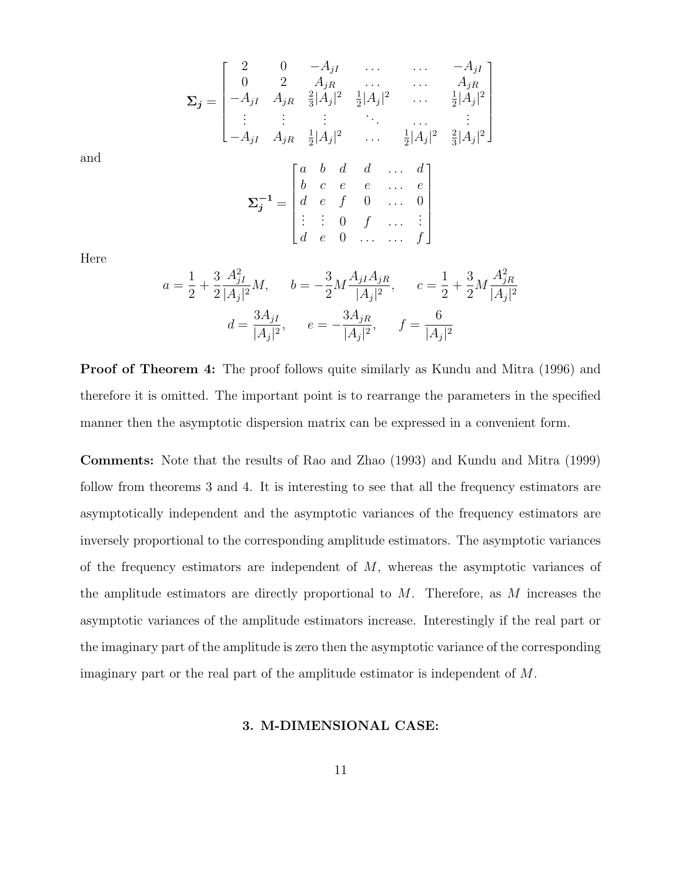$$
\boldsymbol{\Sigma_j} = \begin{bmatrix} 2 & 0 & -A_{jI} & \dots & \dots & -A_{jI} \\ 0 & 2 & A_{jR} & \dots & \dots & A_{jR} \\ -A_{jI} & A_{jR} & \frac{2}{3}|A_j|^2 & \frac{1}{2}|A_j|^2 & \dots & \frac{1}{2}|A_j|^2 \\ \vdots & \vdots & \vdots & \ddots & \dots & \vdots \\ -A_{jI} & A_{jR} & \frac{1}{2}|A_j|^2 & \dots & \frac{1}{2}|A_j|^2 & \frac{2}{3}|A_j|^2 \end{bmatrix}
$$

and

$$
\boldsymbol{\Sigma_j^{-1}} = \begin{bmatrix} a & b & d & d & \dots & d \\ b & c & e & e & \dots & e \\ d & e & f & 0 & \dots & 0 \\ \vdots & \vdots & 0 & f & \dots & \vdots \\ d & e & 0 & \dots & \dots & f \end{bmatrix}
$$

Here

$$
a = \frac{1}{2} + \frac{3}{2}\frac{A_{jI}^2}{|A_j|^2}M, \qquad b = -\frac{3}{2}M\frac{A_{jI}A_{jR}}{|A_j|^2}, \qquad c = \frac{1}{2} + \frac{3}{2}M\frac{A_{jR}^2}{|A_j|^2}
$$

$$
d = \frac{3A_{jI}}{|A_j|^2}, \qquad e = -\frac{3A_{jR}}{|A_j|^2}, \qquad f = \frac{6}{|A_j|^2}
$$

**Proof of Theorem 4:** The proof follows quite similarly as Kundu and Mitra (1996) and therefore it is omitted. The important point is to rearrange the parameters in the specified manner then the asymptotic dispersion matrix can be expressed in a convenient form.

**Comments:** Note that the results of Rao and Zhao (1993) and Kundu and Mitra (1999) follow from theorems 3 and 4. It is interesting to see that all the frequency estimators are asymptotically independent and the asymptotic variances of the frequency estimators are inversely proportional to the corresponding amplitude estimators. The asymptotic variances of the frequency estimators are independent of $M$, whereas the asymptotic variances of the amplitude estimators are directly proportional to $M$. Therefore, as $M$ increases the asymptotic variances of the amplitude estimators increase. Interestingly if the real part or the imaginary part of the amplitude is zero then the asymptotic variance of the corresponding imaginary part or the real part of the amplitude estimator is independent of $M$.

## 3. M-DIMENSIONAL CASE: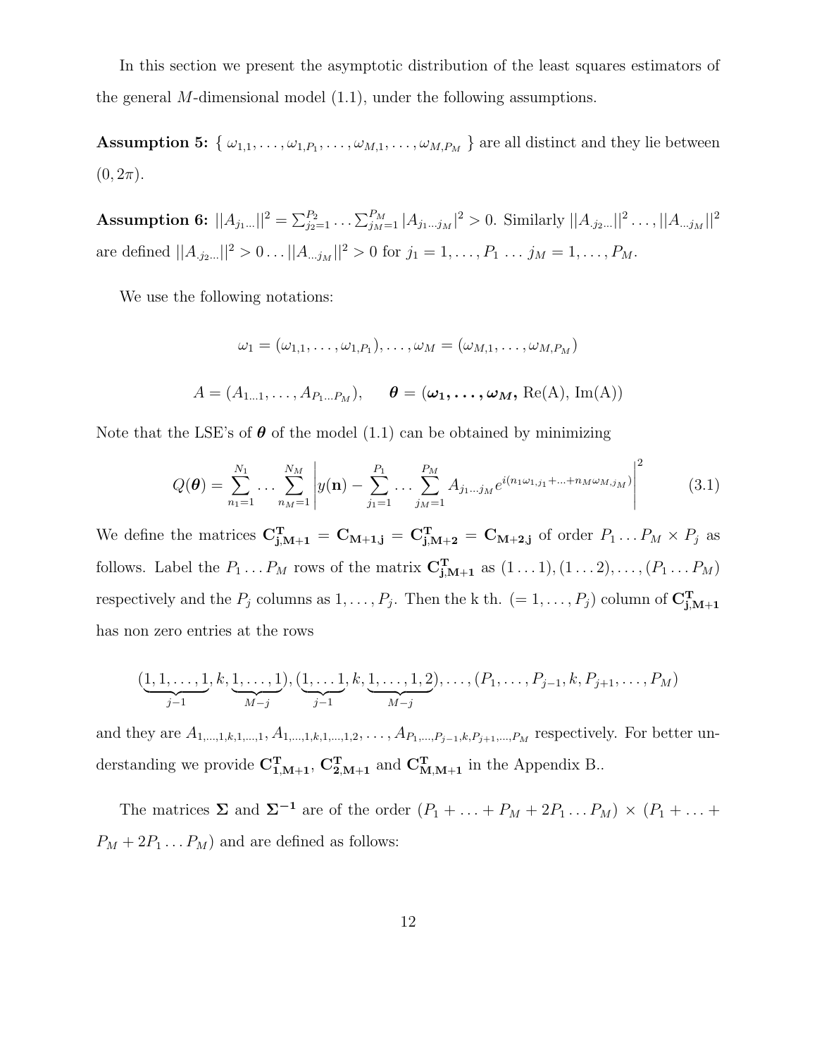In this section we present the asymptotic distribution of the least squares estimators of the general $M$-dimensional model (1.1), under the following assumptions.

**Assumption 5:** $\{\ \omega_{1,1},\dots,\omega_{1,P_1},\dots,\omega_{M,1},\dots,\omega_{M,P_M}\ \}$ are all distinct and they lie between $(0,2\pi)$.

**Assumption 6:** $||A_{j_1\dots}||^2 = \sum_{j_2=1}^{P_2}\dots\sum_{j_M=1}^{P_M}|A_{j_1\dots j_M}|^2 > 0$. Similarly $||A_{.j_2\dots}||^2\dots,||A_{\dots j_M}||^2$ are defined $||A_{.j_2\dots}||^2 > 0\dots||A_{\dots j_M}||^2 > 0$ for $j_1 = 1,\dots,P_1\ \dots\ j_M = 1,\dots,P_M$.

We use the following notations:

$$\omega_1 = (\omega_{1,1},\dots,\omega_{1,P_1}),\dots,\omega_M = (\omega_{M,1},\dots,\omega_{M,P_M})$$

$$A = (A_{1\dots 1},\dots,A_{P_1\dots P_M}),\qquad \boldsymbol{\theta} = (\boldsymbol{\omega_1,\dots,\omega_M},\ \mathrm{Re(A)},\ \mathrm{Im(A)})$$

Note that the LSE's of $\boldsymbol{\theta}$ of the model (1.1) can be obtained by minimizing

$$Q(\boldsymbol{\theta}) = \sum_{n_1=1}^{N_1}\dots\sum_{n_M=1}^{N_M}\left|y(\mathbf{n}) - \sum_{j_1=1}^{P_1}\dots\sum_{j_M=1}^{P_M}A_{j_1\dots j_M}e^{i(n_1\omega_{1,j_1}+\dots+n_M\omega_{M,j_M})}\right|^2 \tag{3.1}$$

We define the matrices $\mathbf{C^T_{j,M+1}} = \mathbf{C_{M+1,j}} = \mathbf{C^T_{j,M+2}} = \mathbf{C_{M+2,j}}$ of order $P_1\dots P_M \times P_j$ as follows. Label the $P_1\dots P_M$ rows of the matrix $\mathbf{C^T_{j,M+1}}$ as $(1\dots 1),(1\dots 2),\dots,(P_1\dots P_M)$ respectively and the $P_j$ columns as $1,\dots,P_j$. Then the k th. $(=1,\dots,P_j)$ column of $\mathbf{C^T_{j,M+1}}$ has non zero entries at the rows

$$(\underbrace{1,1,\dots,1}_{j-1},k,\underbrace{1,\dots,1}_{M-j}),(\underbrace{1,\dots 1}_{j-1},k,\underbrace{1,\dots,1,2}_{M-j}),\dots,(P_1,\dots,P_{j-1},k,P_{j+1},\dots,P_M)$$

and they are $A_{1,\dots,1,k,1,\dots,1}, A_{1,\dots,1,k,1,\dots,1,2},\dots,A_{P_1,\dots,P_{j-1},k,P_{j+1},\dots,P_M}$ respectively. For better understanding we provide $\mathbf{C^T_{1,M+1}}$, $\mathbf{C^T_{2,M+1}}$ and $\mathbf{C^T_{M,M+1}}$ in the Appendix B..

The matrices $\boldsymbol{\Sigma}$ and $\boldsymbol{\Sigma^{-1}}$ are of the order $(P_1+\dots+P_M+2P_1\dots P_M)\times(P_1+\dots+P_M+2P_1\dots P_M)$ and are defined as follows: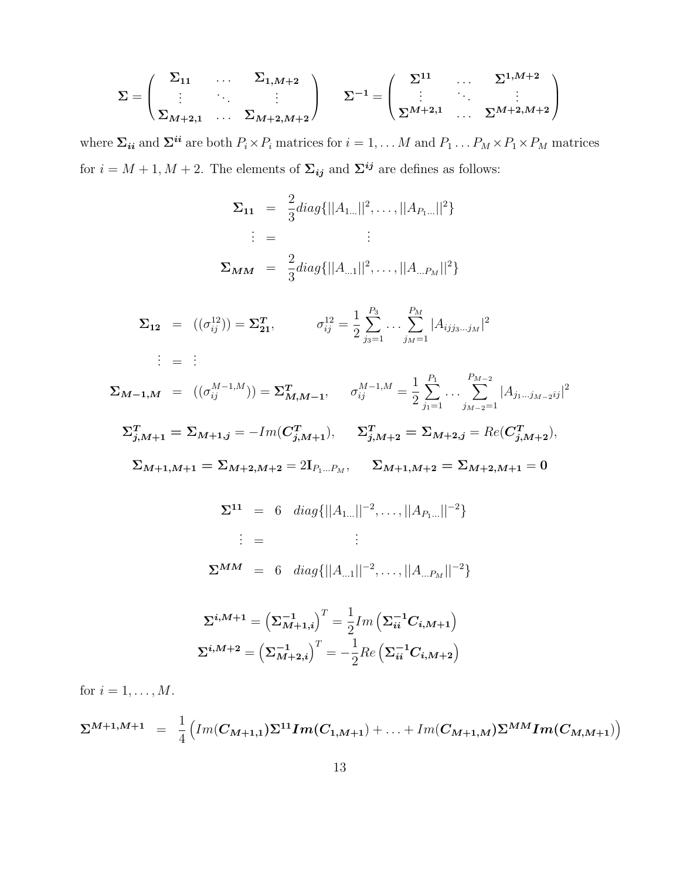$$
\boldsymbol{\Sigma} = \begin{pmatrix} \boldsymbol{\Sigma_{11}} & \dots & \boldsymbol{\Sigma_{1,M+2}} \\ \vdots & \ddots & \vdots \\ \boldsymbol{\Sigma_{M+2,1}} & \dots & \boldsymbol{\Sigma_{M+2,M+2}} \end{pmatrix} \qquad \boldsymbol{\Sigma^{-1}} = \begin{pmatrix} \boldsymbol{\Sigma^{11}} & \dots & \boldsymbol{\Sigma^{1,M+2}} \\ \vdots & \ddots & \vdots \\ \boldsymbol{\Sigma^{M+2,1}} & \dots & \boldsymbol{\Sigma^{M+2,M+2}} \end{pmatrix}
$$

where $\boldsymbol{\Sigma_{ii}}$ and $\boldsymbol{\Sigma^{ii}}$ are both $P_i \times P_i$ matrices for $i = 1, \dots M$ and $P_1 \dots P_M \times P_1 \times P_M$ matrices for $i = M+1, M+2$. The elements of $\boldsymbol{\Sigma_{ij}}$ and $\boldsymbol{\Sigma^{ij}}$ are defines as follows:

$$
\begin{aligned}
\boldsymbol{\Sigma_{11}} &= \frac{2}{3} diag\{||A_{1\dots}||^2, \dots, ||A_{P_1\dots}||^2\} \\
\vdots &= \qquad \vdots \\
\boldsymbol{\Sigma_{MM}} &= \frac{2}{3} diag\{||A_{\dots 1}||^2, \dots, ||A_{\dots P_M}||^2\}
\end{aligned}
$$

$$
\begin{aligned}
\boldsymbol{\Sigma_{12}} &= ((\sigma_{ij}^{12})) = \boldsymbol{\Sigma_{21}^T}, \qquad \sigma_{ij}^{12} = \frac{1}{2} \sum_{j_3=1}^{P_3} \dots \sum_{j_M=1}^{P_M} |A_{ijj_3\dots j_M}|^2 \\
\vdots &= \vdots \\
\boldsymbol{\Sigma_{M-1,M}} &= ((\sigma_{ij}^{M-1,M})) = \boldsymbol{\Sigma_{M,M-1}^T}, \qquad \sigma_{ij}^{M-1,M} = \frac{1}{2} \sum_{j_1=1}^{P_1} \dots \sum_{j_{M-2}=1}^{P_{M-2}} |A_{j_1\dots j_{M-2}ij}|^2
\end{aligned}
$$

$$
\boldsymbol{\Sigma_{j,M+1}^T} = \boldsymbol{\Sigma_{M+1,j}} = -Im(\boldsymbol{C_{j,M+1}^T}), \qquad \boldsymbol{\Sigma_{j,M+2}^T} = \boldsymbol{\Sigma_{M+2,j}} = Re(\boldsymbol{C_{j,M+2}^T}),
$$

$$
\boldsymbol{\Sigma_{M+1,M+1}} = \boldsymbol{\Sigma_{M+2,M+2}} = 2\mathbf{I}_{P_1\dots P_M}, \qquad \boldsymbol{\Sigma_{M+1,M+2}} = \boldsymbol{\Sigma_{M+2,M+1}} = \mathbf{0}
$$

$$
\begin{aligned}
\boldsymbol{\Sigma^{11}} &= 6 \quad diag\{||A_{1\dots}||^{-2}, \dots, ||A_{P_1\dots}||^{-2}\} \\
\vdots &= \qquad \vdots \\
\boldsymbol{\Sigma^{MM}} &= 6 \quad diag\{||A_{\dots 1}||^{-2}, \dots, ||A_{\dots P_M}||^{-2}\}
\end{aligned}
$$

$$
\boldsymbol{\Sigma^{i,M+1}} = \left(\boldsymbol{\Sigma_{M+1,i}^{-1}}\right)^T = \frac{1}{2} Im\left(\boldsymbol{\Sigma_{ii}^{-1} C_{i,M+1}}\right)
$$

$$
\boldsymbol{\Sigma^{i,M+2}} = \left(\boldsymbol{\Sigma_{M+2,i}^{-1}}\right)^T = -\frac{1}{2} Re\left(\boldsymbol{\Sigma_{ii}^{-1} C_{i,M+2}}\right)
$$

for $i = 1, \dots, M$.

$$
\boldsymbol{\Sigma^{M+1,M+1}} = \frac{1}{4}\left(Im(\boldsymbol{C_{M+1,1}})\boldsymbol{\Sigma^{11}} \boldsymbol{Im(C_{1,M+1})} + \dots + Im(\boldsymbol{C_{M+1,M}})\boldsymbol{\Sigma^{MM}} \boldsymbol{Im(C_{M,M+1})}\right)
$$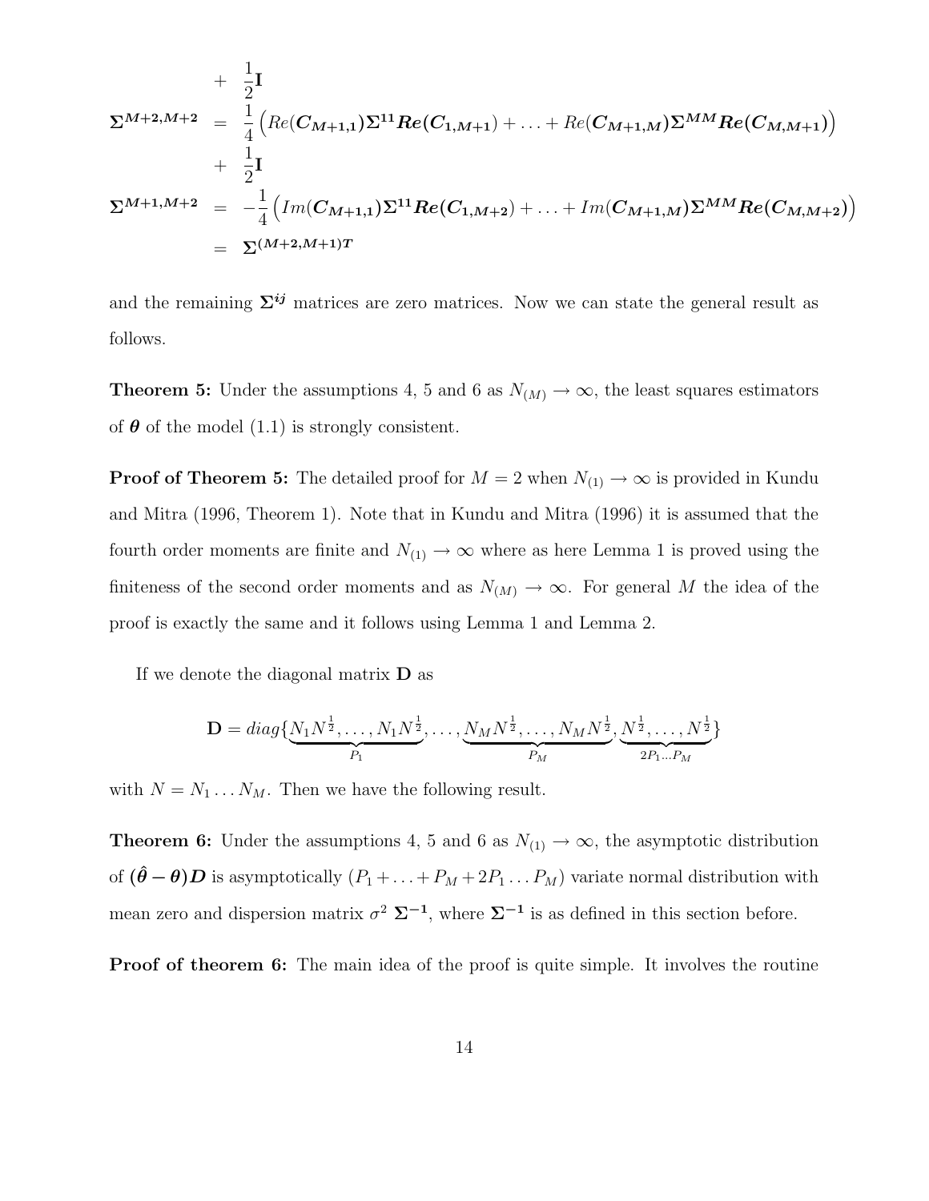$$
\begin{aligned}
& + \frac{1}{2}\mathbf{I} \\
\boldsymbol{\Sigma}^{M+2,M+2} &= \frac{1}{4}\left(Re(\boldsymbol{C_{M+1,1}})\boldsymbol{\Sigma}^{11}\boldsymbol{Re(C_{1,M+1})} + \ldots + Re(\boldsymbol{C_{M+1,M}})\boldsymbol{\Sigma}^{MM}\boldsymbol{Re(C_{M,M+1})}\right) \\
& + \frac{1}{2}\mathbf{I} \\
\boldsymbol{\Sigma}^{M+1,M+2} &= -\frac{1}{4}\left(Im(\boldsymbol{C_{M+1,1}})\boldsymbol{\Sigma}^{11}\boldsymbol{Re(C_{1,M+2})} + \ldots + Im(\boldsymbol{C_{M+1,M}})\boldsymbol{\Sigma}^{MM}\boldsymbol{Re(C_{M,M+2})}\right) \\
&= \boldsymbol{\Sigma}^{(M+2,M+1)T}
\end{aligned}
$$

and the remaining $\boldsymbol{\Sigma^{ij}}$ matrices are zero matrices. Now we can state the general result as follows.

**Theorem 5:** Under the assumptions 4, 5 and 6 as $N_{(M)} \rightarrow \infty$, the least squares estimators of $\boldsymbol{\theta}$ of the model (1.1) is strongly consistent.

**Proof of Theorem 5:** The detailed proof for $M = 2$ when $N_{(1)} \rightarrow \infty$ is provided in Kundu and Mitra (1996, Theorem 1). Note that in Kundu and Mitra (1996) it is assumed that the fourth order moments are finite and $N_{(1)} \rightarrow \infty$ where as here Lemma 1 is proved using the finiteness of the second order moments and as $N_{(M)} \rightarrow \infty$. For general $M$ the idea of the proof is exactly the same and it follows using Lemma 1 and Lemma 2.

If we denote the diagonal matrix $\mathbf{D}$ as

$$
\mathbf{D} = diag\{\underbrace{N_1 N^{\frac{1}{2}}, \ldots, N_1 N^{\frac{1}{2}}}_{P_1}, \ldots, \underbrace{N_M N^{\frac{1}{2}}, \ldots, N_M N^{\frac{1}{2}}}_{P_M}, \underbrace{N^{\frac{1}{2}}, \ldots, N^{\frac{1}{2}}}_{2P_1 \ldots P_M}\}
$$

with $N = N_1 \ldots N_M$. Then we have the following result.

**Theorem 6:** Under the assumptions 4, 5 and 6 as $N_{(1)} \rightarrow \infty$, the asymptotic distribution of $\boldsymbol{(\hat{\theta} - \theta)D}$ is asymptotically $(P_1 + \ldots + P_M + 2P_1 \ldots P_M)$ variate normal distribution with mean zero and dispersion matrix $\sigma^2\ \boldsymbol{\Sigma^{-1}}$, where $\boldsymbol{\Sigma^{-1}}$ is as defined in this section before.

**Proof of theorem 6:** The main idea of the proof is quite simple. It involves the routine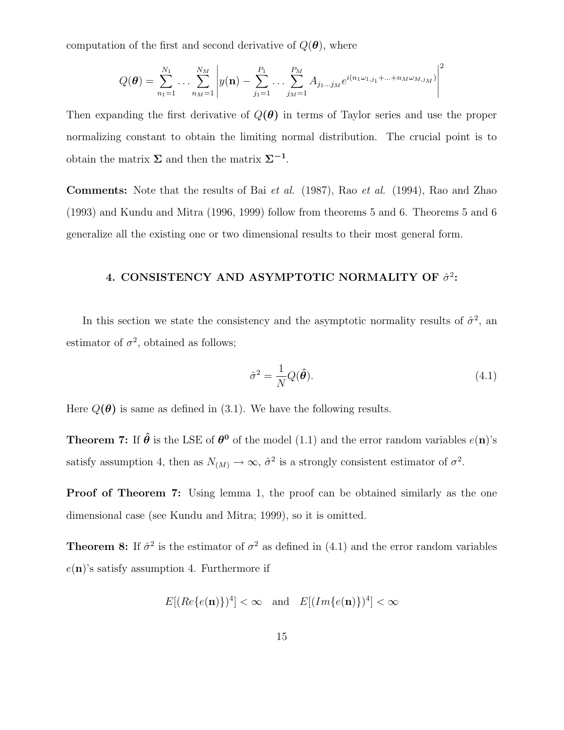computation of the first and second derivative of $Q(\boldsymbol{\theta})$, where

$$Q(\boldsymbol{\theta}) = \sum_{n_1=1}^{N_1} \dots \sum_{n_M=1}^{N_M} \left| y(\mathbf{n}) - \sum_{j_1=1}^{P_1} \dots \sum_{j_M=1}^{P_M} A_{j_1 \dots j_M} e^{i(n_1\omega_{1,j_1} + \dots + n_M \omega_{M,j_M})} \right|^2$$

Then expanding the first derivative of $Q(\boldsymbol{\theta})$ in terms of Taylor series and use the proper normalizing constant to obtain the limiting normal distribution. The crucial point is to obtain the matrix $\boldsymbol{\Sigma}$ and then the matrix $\boldsymbol{\Sigma^{-1}}$.

**Comments:** Note that the results of Bai *et al.* (1987), Rao *et al.* (1994), Rao and Zhao (1993) and Kundu and Mitra (1996, 1999) follow from theorems 5 and 6. Theorems 5 and 6 generalize all the existing one or two dimensional results to their most general form.

## 4. CONSISTENCY AND ASYMPTOTIC NORMALITY OF $\hat{\sigma}^2$:

In this section we state the consistency and the asymptotic normality results of $\hat{\sigma}^2$, an estimator of $\sigma^2$, obtained as follows;

$$\hat{\sigma}^2 = \frac{1}{N} Q(\hat{\boldsymbol{\theta}}). \tag{4.1}$$

Here $Q(\boldsymbol{\theta})$ is same as defined in (3.1). We have the following results.

**Theorem 7:** If $\hat{\boldsymbol{\theta}}$ is the LSE of $\boldsymbol{\theta^0}$ of the model (1.1) and the error random variables $e(\mathbf{n})$'s satisfy assumption 4, then as $N_{(M)} \to \infty$, $\hat{\sigma}^2$ is a strongly consistent estimator of $\sigma^2$.

**Proof of Theorem 7:** Using lemma 1, the proof can be obtained similarly as the one dimensional case (see Kundu and Mitra; 1999), so it is omitted.

**Theorem 8:** If $\hat{\sigma}^2$ is the estimator of $\sigma^2$ as defined in (4.1) and the error random variables $e(\mathbf{n})$'s satisfy assumption 4. Furthermore if

$$E[(Re\{e(\mathbf{n})\})^4] < \infty \quad \text{and} \quad E[(Im\{e(\mathbf{n})\})^4] < \infty$$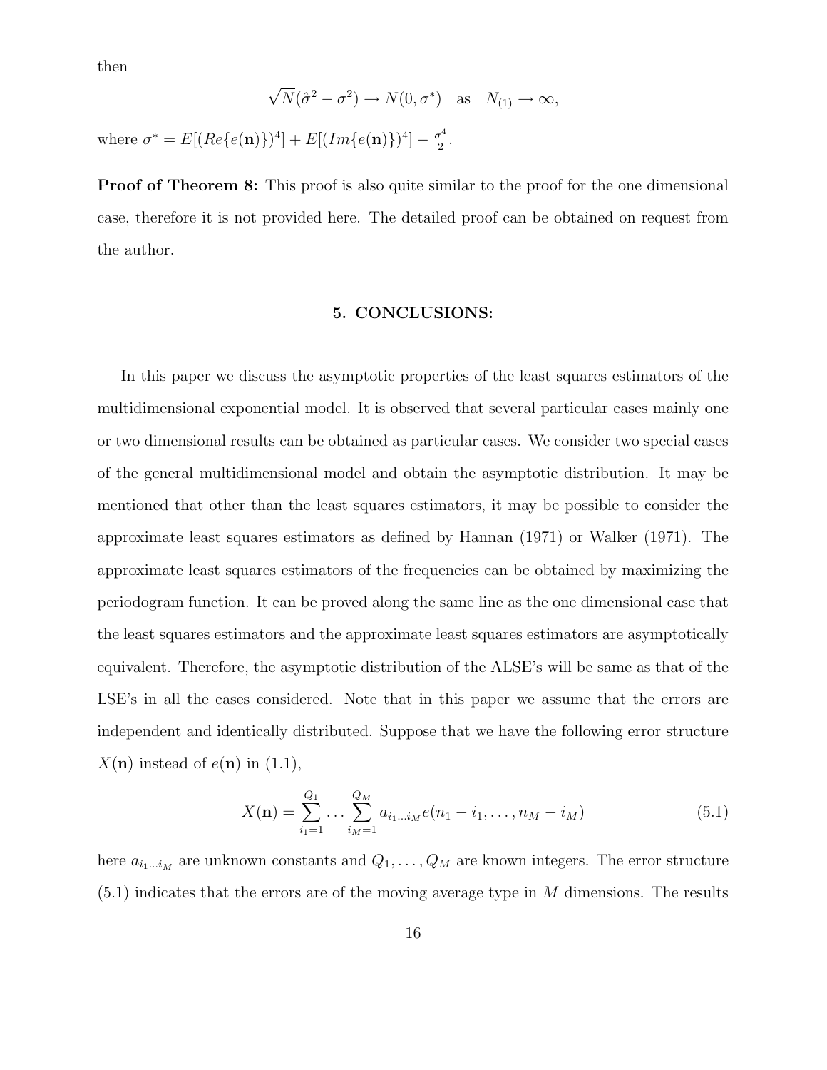then

$$\sqrt{N}(\hat{\sigma}^2 - \sigma^2) \rightarrow N(0, \sigma^*) \quad \text{as} \quad N_{(1)} \rightarrow \infty,$$

where $\sigma^* = E[(Re\{e(\mathbf{n})\})^4] + E[(Im\{e(\mathbf{n})\})^4] - \frac{\sigma^4}{2}$.

**Proof of Theorem 8:** This proof is also quite similar to the proof for the one dimensional case, therefore it is not provided here. The detailed proof can be obtained on request from the author.

## 5. CONCLUSIONS:

In this paper we discuss the asymptotic properties of the least squares estimators of the multidimensional exponential model. It is observed that several particular cases mainly one or two dimensional results can be obtained as particular cases. We consider two special cases of the general multidimensional model and obtain the asymptotic distribution. It may be mentioned that other than the least squares estimators, it may be possible to consider the approximate least squares estimators as defined by Hannan (1971) or Walker (1971). The approximate least squares estimators of the frequencies can be obtained by maximizing the periodogram function. It can be proved along the same line as the one dimensional case that the least squares estimators and the approximate least squares estimators are asymptotically equivalent. Therefore, the asymptotic distribution of the ALSE's will be same as that of the LSE's in all the cases considered. Note that in this paper we assume that the errors are independent and identically distributed. Suppose that we have the following error structure $X(\mathbf{n})$ instead of $e(\mathbf{n})$ in (1.1),

$$X(\mathbf{n}) = \sum_{i_1=1}^{Q_1} \ldots \sum_{i_M=1}^{Q_M} a_{i_1 \ldots i_M} e(n_1 - i_1, \ldots, n_M - i_M) \tag{5.1}$$

here $a_{i_1 \ldots i_M}$ are unknown constants and $Q_1, \ldots, Q_M$ are known integers. The error structure (5.1) indicates that the errors are of the moving average type in $M$ dimensions. The results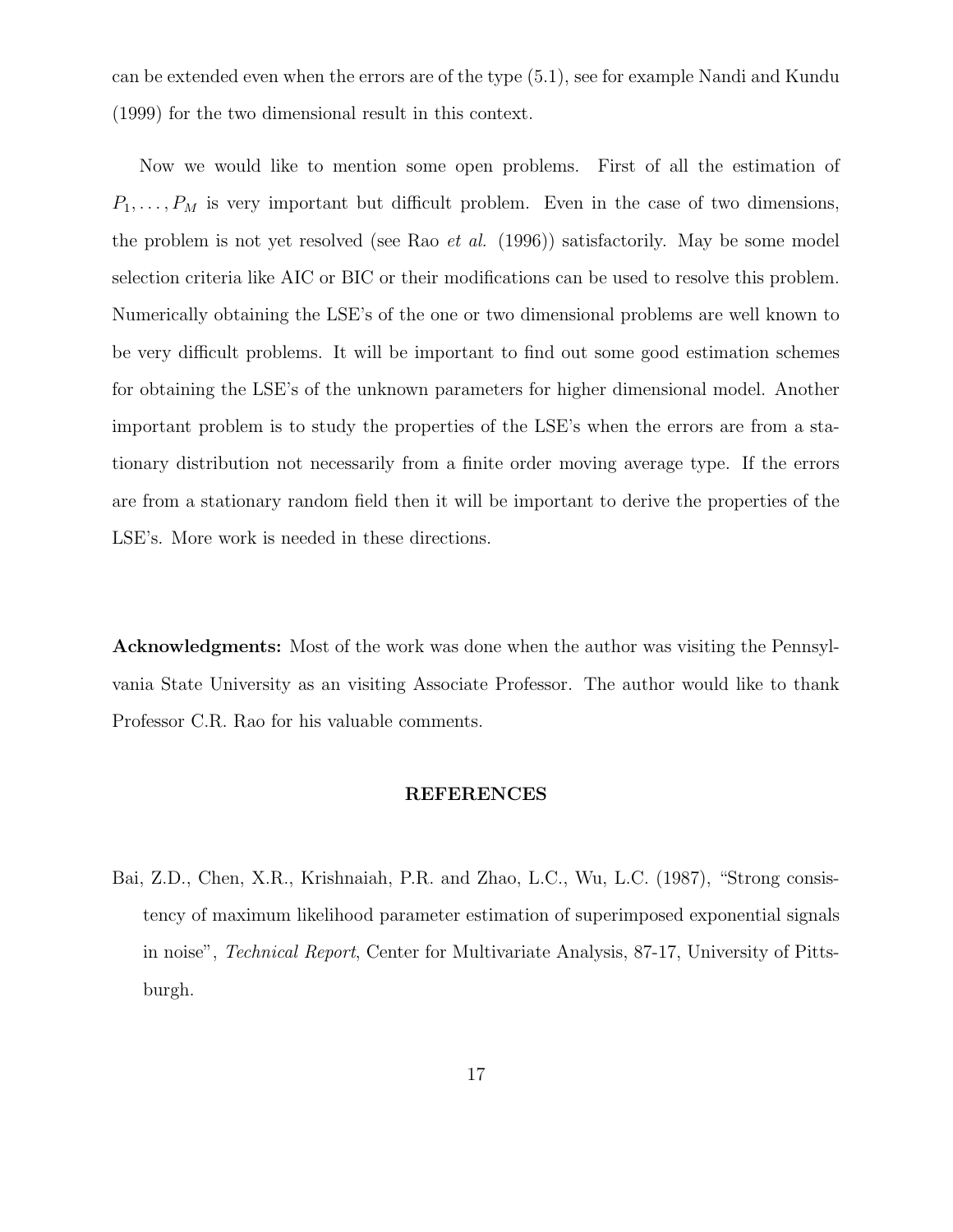can be extended even when the errors are of the type (5.1), see for example Nandi and Kundu (1999) for the two dimensional result in this context.

Now we would like to mention some open problems. First of all the estimation of $P_1, \ldots, P_M$ is very important but difficult problem. Even in the case of two dimensions, the problem is not yet resolved (see Rao *et al.* (1996)) satisfactorily. May be some model selection criteria like AIC or BIC or their modifications can be used to resolve this problem. Numerically obtaining the LSE's of the one or two dimensional problems are well known to be very difficult problems. It will be important to find out some good estimation schemes for obtaining the LSE's of the unknown parameters for higher dimensional model. Another important problem is to study the properties of the LSE's when the errors are from a stationary distribution not necessarily from a finite order moving average type. If the errors are from a stationary random field then it will be important to derive the properties of the LSE's. More work is needed in these directions.

**Acknowledgments:** Most of the work was done when the author was visiting the Pennsylvania State University as an visiting Associate Professor. The author would like to thank Professor C.R. Rao for his valuable comments.

## REFERENCES

Bai, Z.D., Chen, X.R., Krishnaiah, P.R. and Zhao, L.C., Wu, L.C. (1987), "Strong consistency of maximum likelihood parameter estimation of superimposed exponential signals in noise", *Technical Report*, Center for Multivariate Analysis, 87-17, University of Pittsburgh.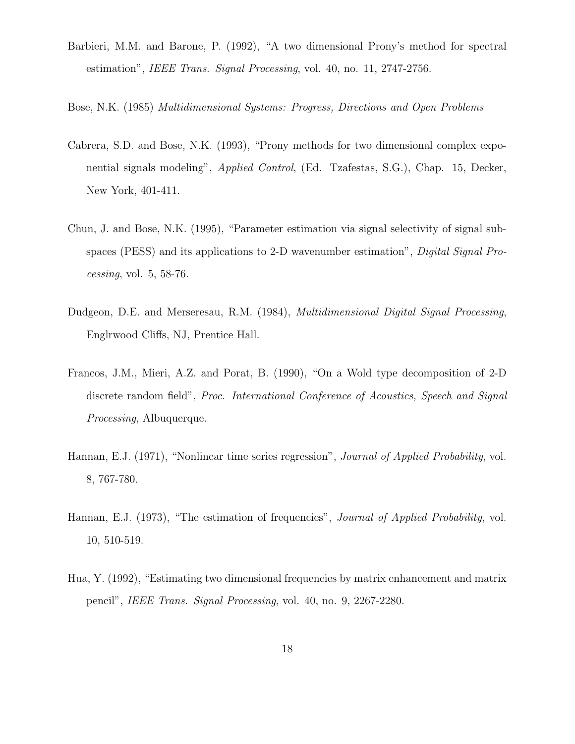Barbieri, M.M. and Barone, P. (1992), "A two dimensional Prony's method for spectral estimation", *IEEE Trans. Signal Processing*, vol. 40, no. 11, 2747-2756.

Bose, N.K. (1985) *Multidimensional Systems: Progress, Directions and Open Problems*

Cabrera, S.D. and Bose, N.K. (1993), "Prony methods for two dimensional complex exponential signals modeling", *Applied Control*, (Ed. Tzafestas, S.G.), Chap. 15, Decker, New York, 401-411.

Chun, J. and Bose, N.K. (1995), "Parameter estimation via signal selectivity of signal subspaces (PESS) and its applications to 2-D wavenumber estimation", *Digital Signal Processing*, vol. 5, 58-76.

Dudgeon, D.E. and Merseresau, R.M. (1984), *Multidimensional Digital Signal Processing*, Englrwood Cliffs, NJ, Prentice Hall.

Francos, J.M., Mieri, A.Z. and Porat, B. (1990), "On a Wold type decomposition of 2-D discrete random field", *Proc. International Conference of Acoustics, Speech and Signal Processing*, Albuquerque.

Hannan, E.J. (1971), "Nonlinear time series regression", *Journal of Applied Probability*, vol. 8, 767-780.

Hannan, E.J. (1973), "The estimation of frequencies", *Journal of Applied Probability*, vol. 10, 510-519.

Hua, Y. (1992), "Estimating two dimensional frequencies by matrix enhancement and matrix pencil", *IEEE Trans. Signal Processing*, vol. 40, no. 9, 2267-2280.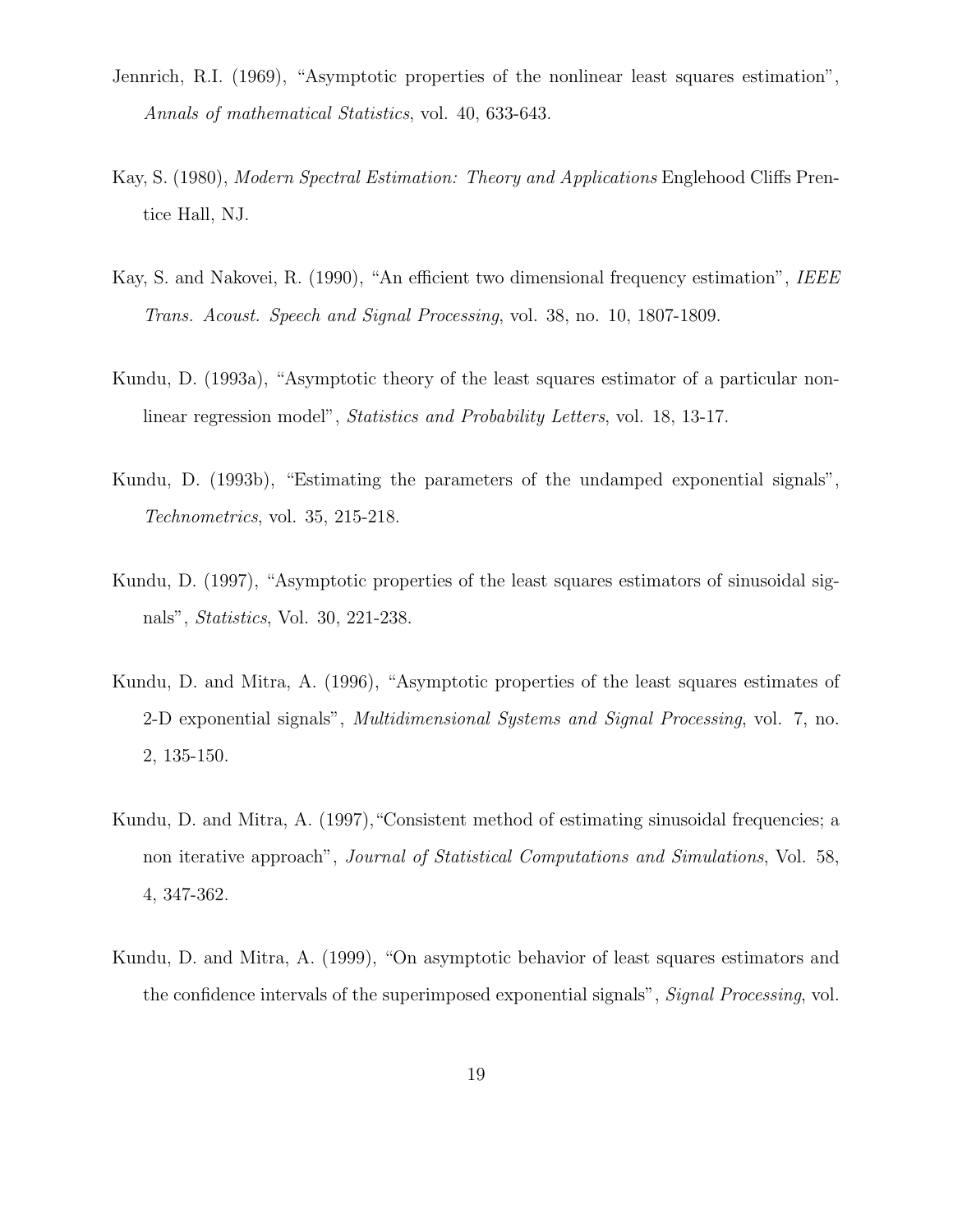Jennrich, R.I. (1969), "Asymptotic properties of the nonlinear least squares estimation", *Annals of mathematical Statistics*, vol. 40, 633-643.

Kay, S. (1980), *Modern Spectral Estimation: Theory and Applications* Englehood Cliffs Prentice Hall, NJ.

Kay, S. and Nakovei, R. (1990), "An efficient two dimensional frequency estimation", *IEEE Trans. Acoust. Speech and Signal Processing*, vol. 38, no. 10, 1807-1809.

Kundu, D. (1993a), "Asymptotic theory of the least squares estimator of a particular nonlinear regression model", *Statistics and Probability Letters*, vol. 18, 13-17.

Kundu, D. (1993b), "Estimating the parameters of the undamped exponential signals", *Technometrics*, vol. 35, 215-218.

Kundu, D. (1997), "Asymptotic properties of the least squares estimators of sinusoidal signals", *Statistics*, Vol. 30, 221-238.

Kundu, D. and Mitra, A. (1996), "Asymptotic properties of the least squares estimates of 2-D exponential signals", *Multidimensional Systems and Signal Processing*, vol. 7, no. 2, 135-150.

Kundu, D. and Mitra, A. (1997),"Consistent method of estimating sinusoidal frequencies; a non iterative approach", *Journal of Statistical Computations and Simulations*, Vol. 58, 4, 347-362.

Kundu, D. and Mitra, A. (1999), "On asymptotic behavior of least squares estimators and the confidence intervals of the superimposed exponential signals", *Signal Processing*, vol.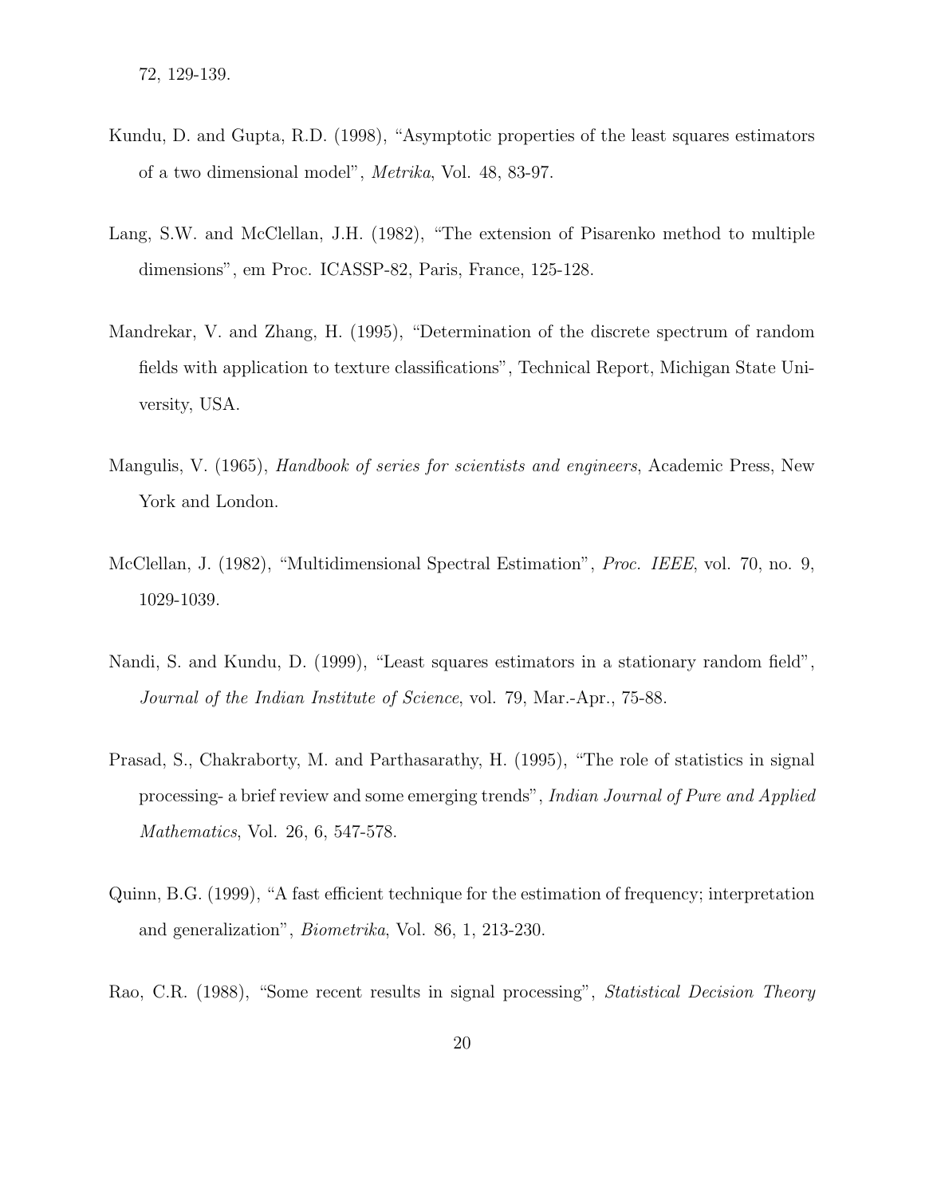72, 129-139.

Kundu, D. and Gupta, R.D. (1998), "Asymptotic properties of the least squares estimators of a two dimensional model", *Metrika*, Vol. 48, 83-97.

Lang, S.W. and McClellan, J.H. (1982), "The extension of Pisarenko method to multiple dimensions", em Proc. ICASSP-82, Paris, France, 125-128.

Mandrekar, V. and Zhang, H. (1995), "Determination of the discrete spectrum of random fields with application to texture classifications", Technical Report, Michigan State University, USA.

Mangulis, V. (1965), *Handbook of series for scientists and engineers*, Academic Press, New York and London.

McClellan, J. (1982), "Multidimensional Spectral Estimation", *Proc. IEEE*, vol. 70, no. 9, 1029-1039.

Nandi, S. and Kundu, D. (1999), "Least squares estimators in a stationary random field", *Journal of the Indian Institute of Science*, vol. 79, Mar.-Apr., 75-88.

Prasad, S., Chakraborty, M. and Parthasarathy, H. (1995), "The role of statistics in signal processing- a brief review and some emerging trends", *Indian Journal of Pure and Applied Mathematics*, Vol. 26, 6, 547-578.

Quinn, B.G. (1999), "A fast efficient technique for the estimation of frequency; interpretation and generalization", *Biometrika*, Vol. 86, 1, 213-230.

Rao, C.R. (1988), "Some recent results in signal processing", *Statistical Decision Theory*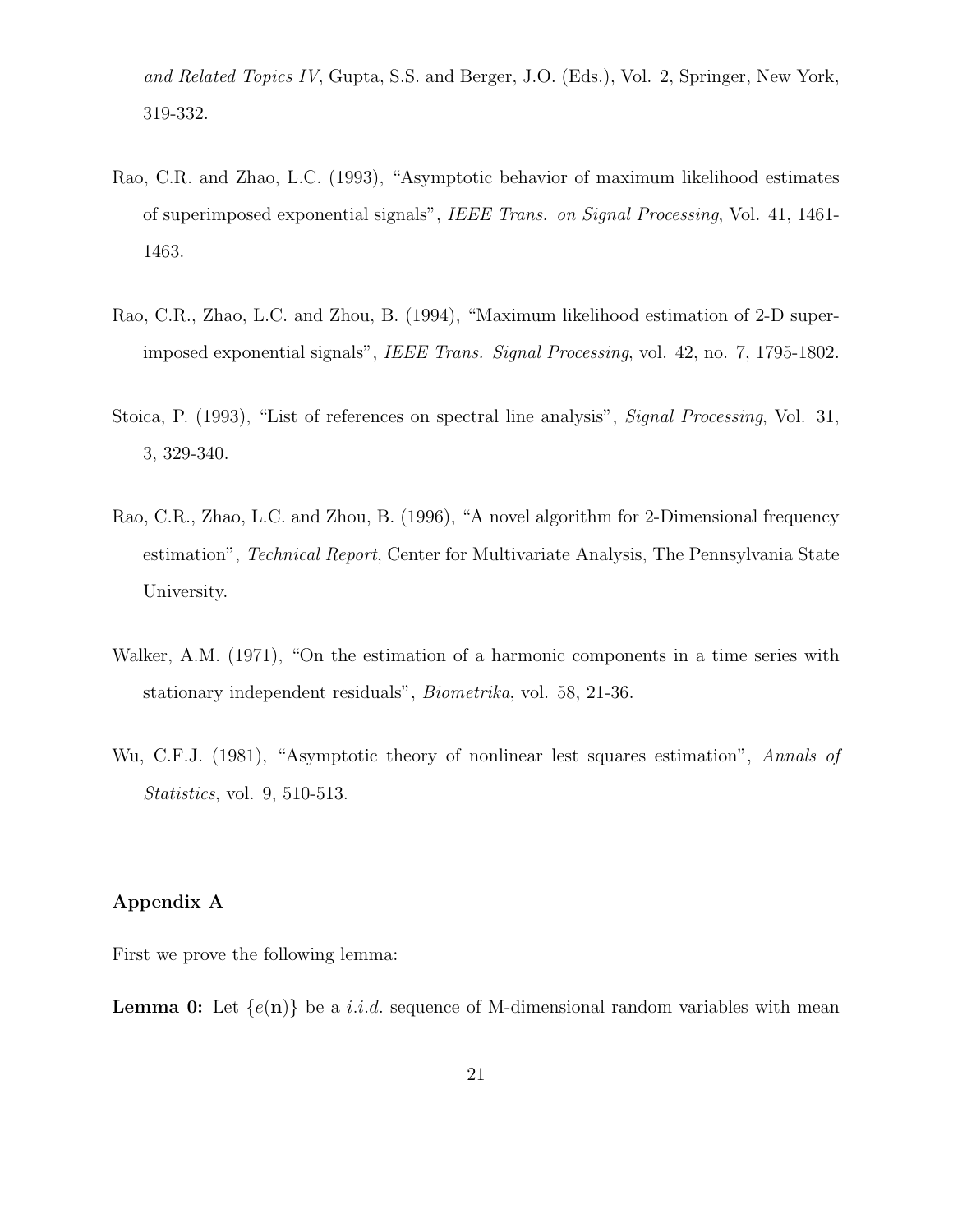*and Related Topics IV*, Gupta, S.S. and Berger, J.O. (Eds.), Vol. 2, Springer, New York, 319-332.

Rao, C.R. and Zhao, L.C. (1993), "Asymptotic behavior of maximum likelihood estimates of superimposed exponential signals", *IEEE Trans. on Signal Processing*, Vol. 41, 1461-1463.

Rao, C.R., Zhao, L.C. and Zhou, B. (1994), "Maximum likelihood estimation of 2-D superimposed exponential signals", *IEEE Trans. Signal Processing*, vol. 42, no. 7, 1795-1802.

Stoica, P. (1993), "List of references on spectral line analysis", *Signal Processing*, Vol. 31, 3, 329-340.

Rao, C.R., Zhao, L.C. and Zhou, B. (1996), "A novel algorithm for 2-Dimensional frequency estimation", *Technical Report*, Center for Multivariate Analysis, The Pennsylvania State University.

Walker, A.M. (1971), "On the estimation of a harmonic components in a time series with stationary independent residuals", *Biometrika*, vol. 58, 21-36.

Wu, C.F.J. (1981), "Asymptotic theory of nonlinear lest squares estimation", *Annals of Statistics*, vol. 9, 510-513.

**Appendix A**

First we prove the following lemma:

**Lemma 0:** Let $\{e(\mathbf{n})\}$ be a *i.i.d.* sequence of M-dimensional random variables with mean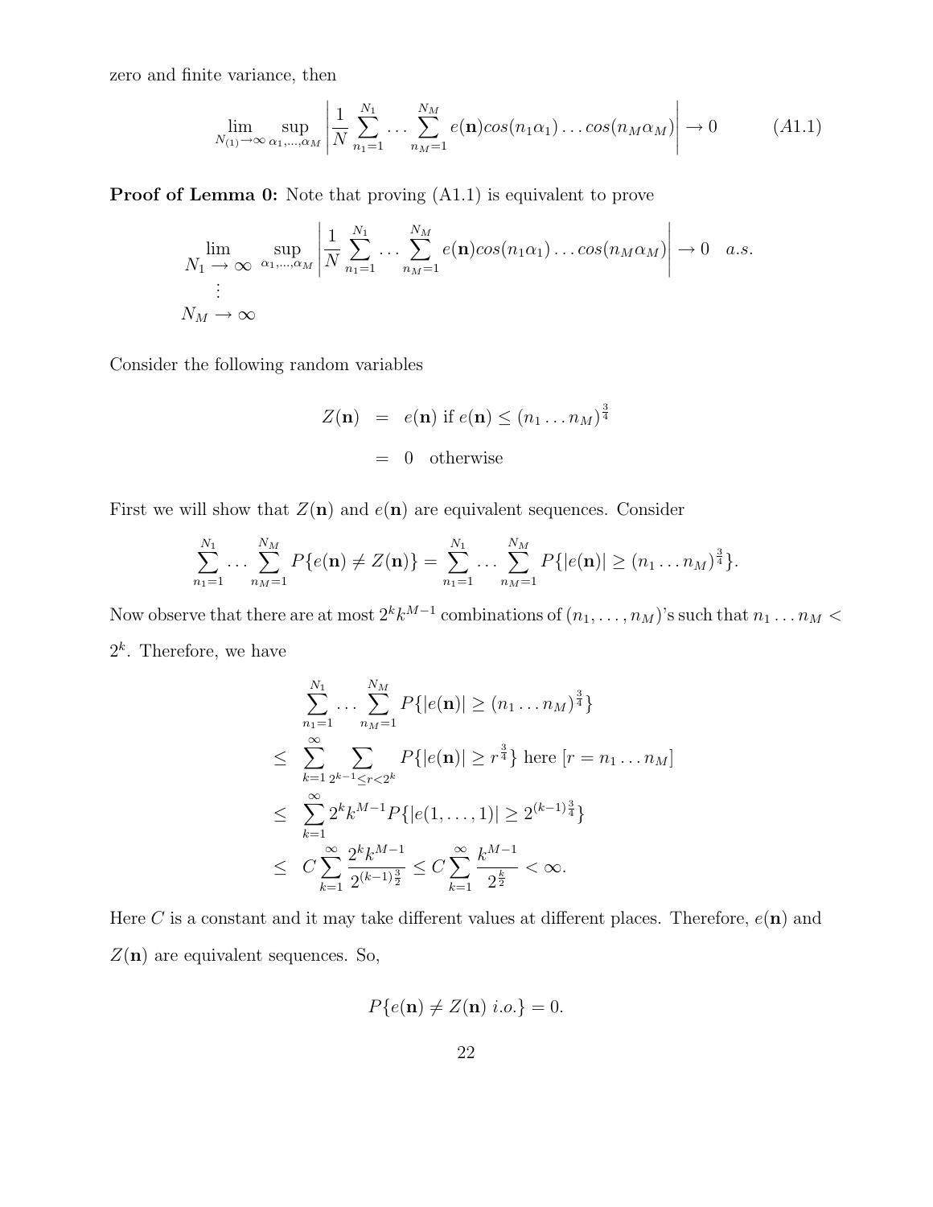zero and finite variance, then

$$\lim_{N_{(1)}\to\infty} \sup_{\alpha_1,\ldots,\alpha_M} \left| \frac{1}{N} \sum_{n_1=1}^{N_1} \ldots \sum_{n_M=1}^{N_M} e(\mathbf{n}) cos(n_1\alpha_1)\ldots cos(n_M\alpha_M) \right| \to 0 \qquad (A1.1)$$

**Proof of Lemma 0:** Note that proving (A1.1) is equivalent to prove

$$\lim_{\substack{N_1\to\infty \\ \vdots \\ N_M\to\infty}} \sup_{\alpha_1,\ldots,\alpha_M} \left| \frac{1}{N} \sum_{n_1=1}^{N_1} \ldots \sum_{n_M=1}^{N_M} e(\mathbf{n}) cos(n_1\alpha_1)\ldots cos(n_M\alpha_M) \right| \to 0 \quad a.s.$$

Consider the following random variables

$$\begin{aligned} Z(\mathbf{n}) &= e(\mathbf{n}) \text{ if } e(\mathbf{n}) \leq (n_1\ldots n_M)^{\frac{3}{4}} \\ &= 0 \quad \text{otherwise} \end{aligned}$$

First we will show that $Z(\mathbf{n})$ and $e(\mathbf{n})$ are equivalent sequences. Consider

$$\sum_{n_1=1}^{N_1} \ldots \sum_{n_M=1}^{N_M} P\{e(\mathbf{n}) \neq Z(\mathbf{n})\} = \sum_{n_1=1}^{N_1} \ldots \sum_{n_M=1}^{N_M} P\{|e(\mathbf{n})| \geq (n_1\ldots n_M)^{\frac{3}{4}}\}.$$

Now observe that there are at most $2^k k^{M-1}$ combinations of $(n_1,\ldots,n_M)$'s such that $n_1\ldots n_M < 2^k$. Therefore, we have

$$\begin{aligned} & \sum_{n_1=1}^{N_1} \ldots \sum_{n_M=1}^{N_M} P\{|e(\mathbf{n})| \geq (n_1\ldots n_M)^{\frac{3}{4}}\} \\ \leq & \sum_{k=1}^{\infty} \sum_{2^{k-1}\leq r<2^k} P\{|e(\mathbf{n})| \geq r^{\frac{3}{4}}\} \text{ here } [r = n_1\ldots n_M] \\ \leq & \sum_{k=1}^{\infty} 2^k k^{M-1} P\{|e(1,\ldots,1)| \geq 2^{(k-1)\frac{3}{4}}\} \\ \leq & \; C\sum_{k=1}^{\infty} \frac{2^k k^{M-1}}{2^{(k-1)\frac{3}{2}}} \leq C\sum_{k=1}^{\infty} \frac{k^{M-1}}{2^{\frac{k}{2}}} < \infty. \end{aligned}$$

Here $C$ is a constant and it may take different values at different places. Therefore, $e(\mathbf{n})$ and $Z(\mathbf{n})$ are equivalent sequences. So,

$$P\{e(\mathbf{n}) \neq Z(\mathbf{n}) \; i.o.\} = 0.$$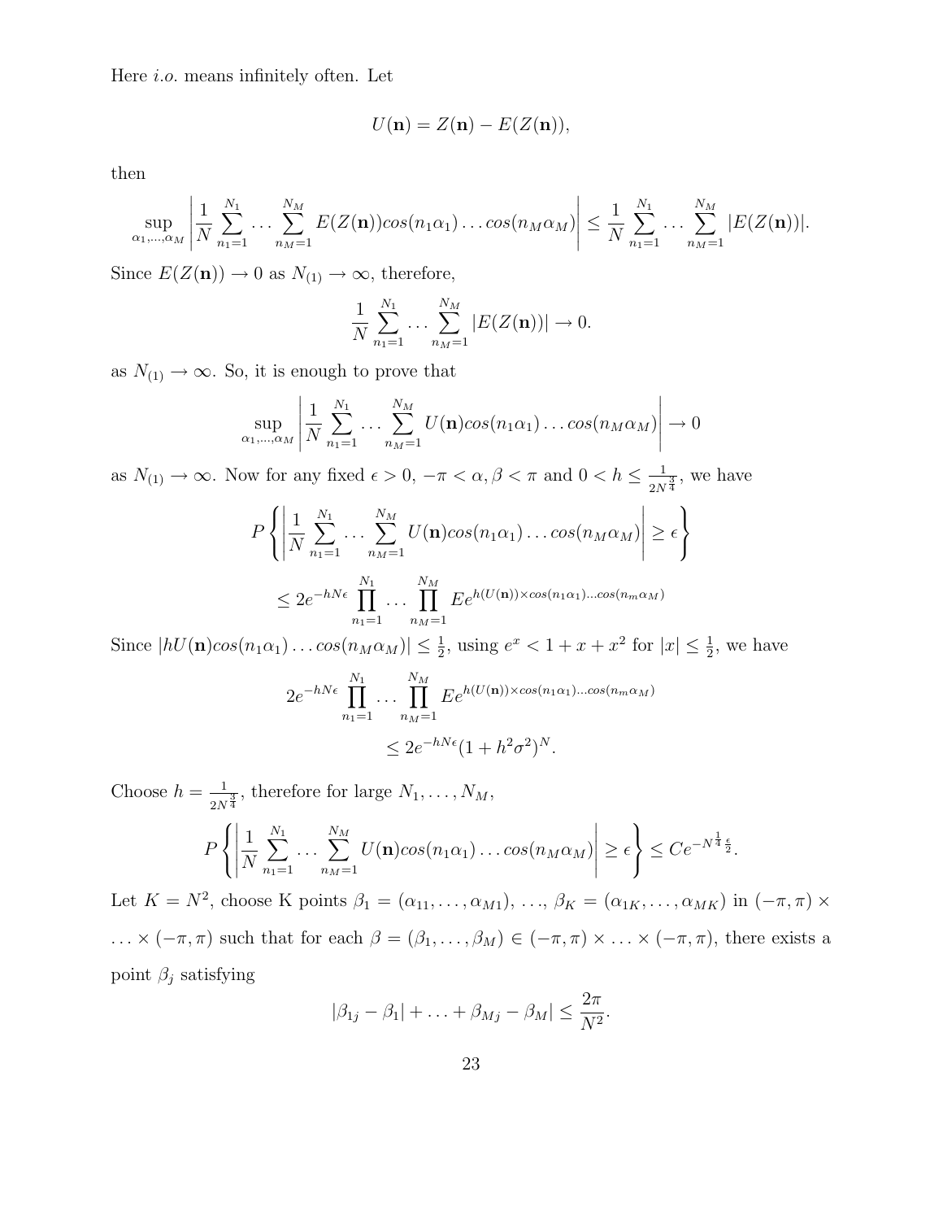Here *i.o.* means infinitely often. Let

$$U(\mathbf{n}) = Z(\mathbf{n}) - E(Z(\mathbf{n})),$$

then

$$\sup_{\alpha_1,\ldots,\alpha_M} \left| \frac{1}{N} \sum_{n_1=1}^{N_1} \ldots \sum_{n_M=1}^{N_M} E(Z(\mathbf{n})) cos(n_1\alpha_1) \ldots cos(n_M\alpha_M) \right| \leq \frac{1}{N} \sum_{n_1=1}^{N_1} \ldots \sum_{n_M=1}^{N_M} |E(Z(\mathbf{n}))|.$$

Since $E(Z(\mathbf{n})) \to 0$ as $N_{(1)} \to \infty$, therefore,

$$\frac{1}{N} \sum_{n_1=1}^{N_1} \ldots \sum_{n_M=1}^{N_M} |E(Z(\mathbf{n}))| \to 0.$$

as $N_{(1)} \to \infty$. So, it is enough to prove that

$$\sup_{\alpha_1,\ldots,\alpha_M} \left| \frac{1}{N} \sum_{n_1=1}^{N_1} \ldots \sum_{n_M=1}^{N_M} U(\mathbf{n}) cos(n_1\alpha_1) \ldots cos(n_M\alpha_M) \right| \to 0$$

as $N_{(1)} \to \infty$. Now for any fixed $\epsilon > 0$, $-\pi < \alpha, \beta < \pi$ and $0 < h \leq \frac{1}{2N^{\frac{3}{4}}}$, we have

$$P\left\{ \left| \frac{1}{N} \sum_{n_1=1}^{N_1} \ldots \sum_{n_M=1}^{N_M} U(\mathbf{n}) cos(n_1\alpha_1) \ldots cos(n_M\alpha_M) \right| \geq \epsilon \right\}$$

$$\leq 2e^{-hN\epsilon} \prod_{n_1=1}^{N_1} \ldots \prod_{n_M=1}^{N_M} Ee^{h(U(\mathbf{n})) \times cos(n_1\alpha_1) \ldots cos(n_m\alpha_M)}$$

Since $|hU(\mathbf{n}) cos(n_1\alpha_1) \ldots cos(n_M\alpha_M)| \leq \frac{1}{2}$, using $e^x < 1 + x + x^2$ for $|x| \leq \frac{1}{2}$, we have

$$2e^{-hN\epsilon} \prod_{n_1=1}^{N_1} \ldots \prod_{n_M=1}^{N_M} Ee^{h(U(\mathbf{n})) \times cos(n_1\alpha_1) \ldots cos(n_m\alpha_M)}$$

$$\leq 2e^{-hN\epsilon}(1 + h^2\sigma^2)^N.$$

Choose $h = \frac{1}{2N^{\frac{3}{4}}}$, therefore for large $N_1, \ldots, N_M$,

$$P\left\{ \left| \frac{1}{N} \sum_{n_1=1}^{N_1} \ldots \sum_{n_M=1}^{N_M} U(\mathbf{n}) cos(n_1\alpha_1) \ldots cos(n_M\alpha_M) \right| \geq \epsilon \right\} \leq Ce^{-N^{\frac{1}{4}}\frac{\epsilon}{2}}.$$

Let $K = N^2$, choose K points $\beta_1 = (\alpha_{11}, \ldots, \alpha_{M1})$, $\ldots$, $\beta_K = (\alpha_{1K}, \ldots, \alpha_{MK})$ in $(-\pi, \pi) \times \ldots \times (-\pi, \pi)$ such that for each $\beta = (\beta_1, \ldots, \beta_M) \in (-\pi, \pi) \times \ldots \times (-\pi, \pi)$, there exists a point $\beta_j$ satisfying

$$|\beta_{1j} - \beta_1| + \ldots + \beta_{Mj} - \beta_M| \leq \frac{2\pi}{N^2}.$$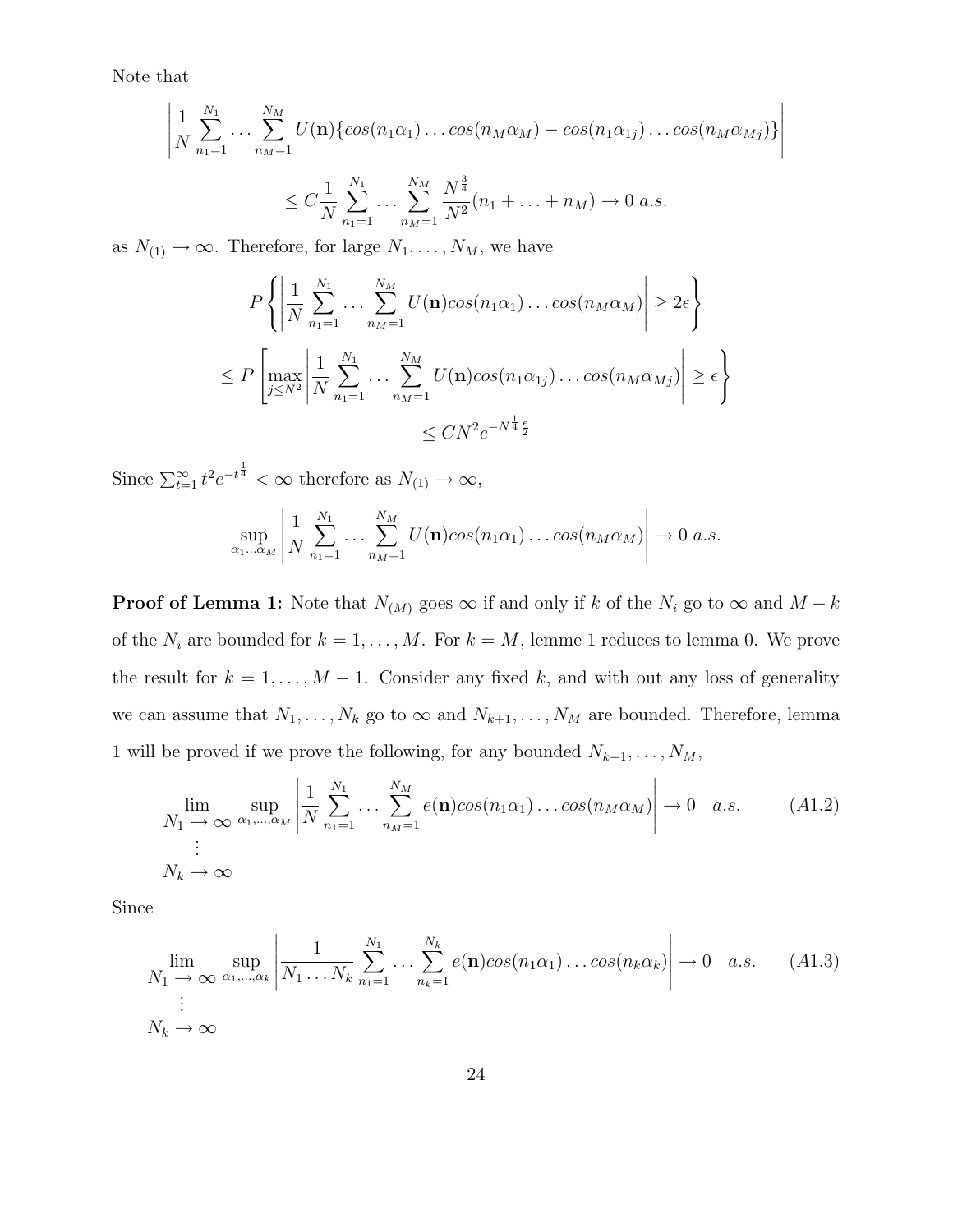Note that

$$\left| \frac{1}{N} \sum_{n_1=1}^{N_1} \ldots \sum_{n_M=1}^{N_M} U(\mathbf{n}) \{ cos(n_1\alpha_1) \ldots cos(n_M\alpha_M) - cos(n_1\alpha_{1j}) \ldots cos(n_M\alpha_{Mj}) \} \right|$$

$$\leq C \frac{1}{N} \sum_{n_1=1}^{N_1} \ldots \sum_{n_M=1}^{N_M} \frac{N^{\frac{3}{4}}}{N^2} (n_1 + \ldots + n_M) \rightarrow 0 \ a.s.$$

as $N_{(1)} \rightarrow \infty$. Therefore, for large $N_1, \ldots, N_M$, we have

$$P \left\{ \left| \frac{1}{N} \sum_{n_1=1}^{N_1} \ldots \sum_{n_M=1}^{N_M} U(\mathbf{n}) cos(n_1\alpha_1) \ldots cos(n_M\alpha_M) \right| \geq 2\epsilon \right\}$$

$$\leq P \left[ \max_{j \leq N^2} \left| \frac{1}{N} \sum_{n_1=1}^{N_1} \ldots \sum_{n_M=1}^{N_M} U(\mathbf{n}) cos(n_1\alpha_{1j}) \ldots cos(n_M\alpha_{Mj}) \right| \geq \epsilon \right\}$$

$$\leq CN^2 e^{-N^{\frac{1}{4}} \frac{\epsilon}{2}}$$

Since $\sum_{t=1}^{\infty} t^2 e^{-t^{\frac{1}{4}}} < \infty$ therefore as $N_{(1)} \rightarrow \infty$,

$$\sup_{\alpha_1 \ldots \alpha_M} \left| \frac{1}{N} \sum_{n_1=1}^{N_1} \ldots \sum_{n_M=1}^{N_M} U(\mathbf{n}) cos(n_1\alpha_1) \ldots cos(n_M\alpha_M) \right| \rightarrow 0 \ a.s.$$

**Proof of Lemma 1:** Note that $N_{(M)}$ goes $\infty$ if and only if $k$ of the $N_i$ go to $\infty$ and $M-k$ of the $N_i$ are bounded for $k = 1, \ldots, M$. For $k = M$, lemme 1 reduces to lemma 0. We prove the result for $k = 1, \ldots, M-1$. Consider any fixed $k$, and with out any loss of generality we can assume that $N_1, \ldots, N_k$ go to $\infty$ and $N_{k+1}, \ldots, N_M$ are bounded. Therefore, lemma 1 will be proved if we prove the following, for any bounded $N_{k+1}, \ldots, N_M$,

$$\lim_{\substack{N_1 \rightarrow \infty \\ \vdots \\ N_k \rightarrow \infty}} \sup_{\alpha_1, \ldots, \alpha_M} \left| \frac{1}{N} \sum_{n_1=1}^{N_1} \ldots \sum_{n_M=1}^{N_M} e(\mathbf{n}) cos(n_1\alpha_1) \ldots cos(n_M\alpha_M) \right| \rightarrow 0 \quad a.s. \qquad (A1.2)$$

Since

$$\lim_{\substack{N_1 \rightarrow \infty \\ \vdots \\ N_k \rightarrow \infty}} \sup_{\alpha_1, \ldots, \alpha_k} \left| \frac{1}{N_1 \ldots N_k} \sum_{n_1=1}^{N_1} \ldots \sum_{n_k=1}^{N_k} e(\mathbf{n}) cos(n_1\alpha_1) \ldots cos(n_k\alpha_k) \right| \rightarrow 0 \quad a.s. \qquad (A1.3)$$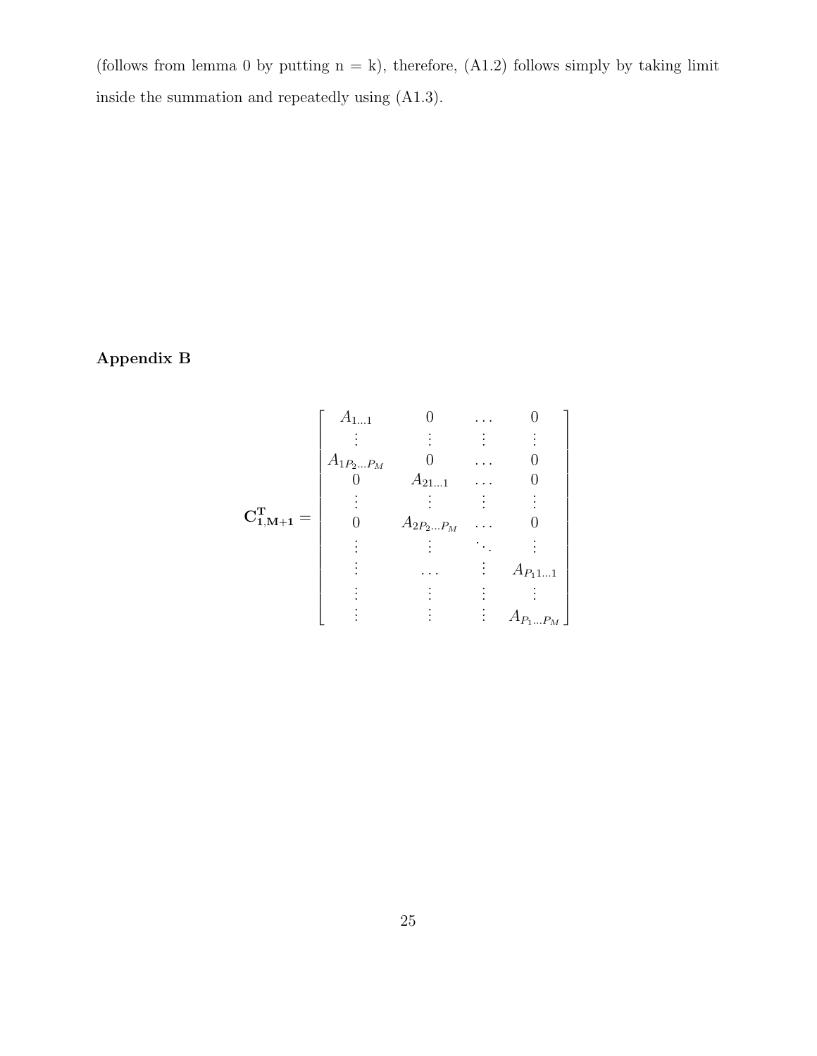(follows from lemma 0 by putting n = k), therefore, (A1.2) follows simply by taking limit inside the summation and repeatedly using (A1.3).

### Appendix B

$$
\mathbf{C^T_{1,M+1}} = \begin{bmatrix}
A_{1\ldots 1} & 0 & \ldots & 0 \\
\vdots & \vdots & \vdots & \vdots \\
A_{1P_2\ldots P_M} & 0 & \ldots & 0 \\
0 & A_{21\ldots 1} & \ldots & 0 \\
\vdots & \vdots & \vdots & \vdots \\
0 & A_{2P_2\ldots P_M} & \ldots & 0 \\
\vdots & \vdots & \ddots & \vdots \\
\vdots & \ldots & \vdots & A_{P_1 1\ldots 1} \\
\vdots & \vdots & \vdots & \vdots \\
\vdots & \vdots & \vdots & A_{P_1\ldots P_M}
\end{bmatrix}
$$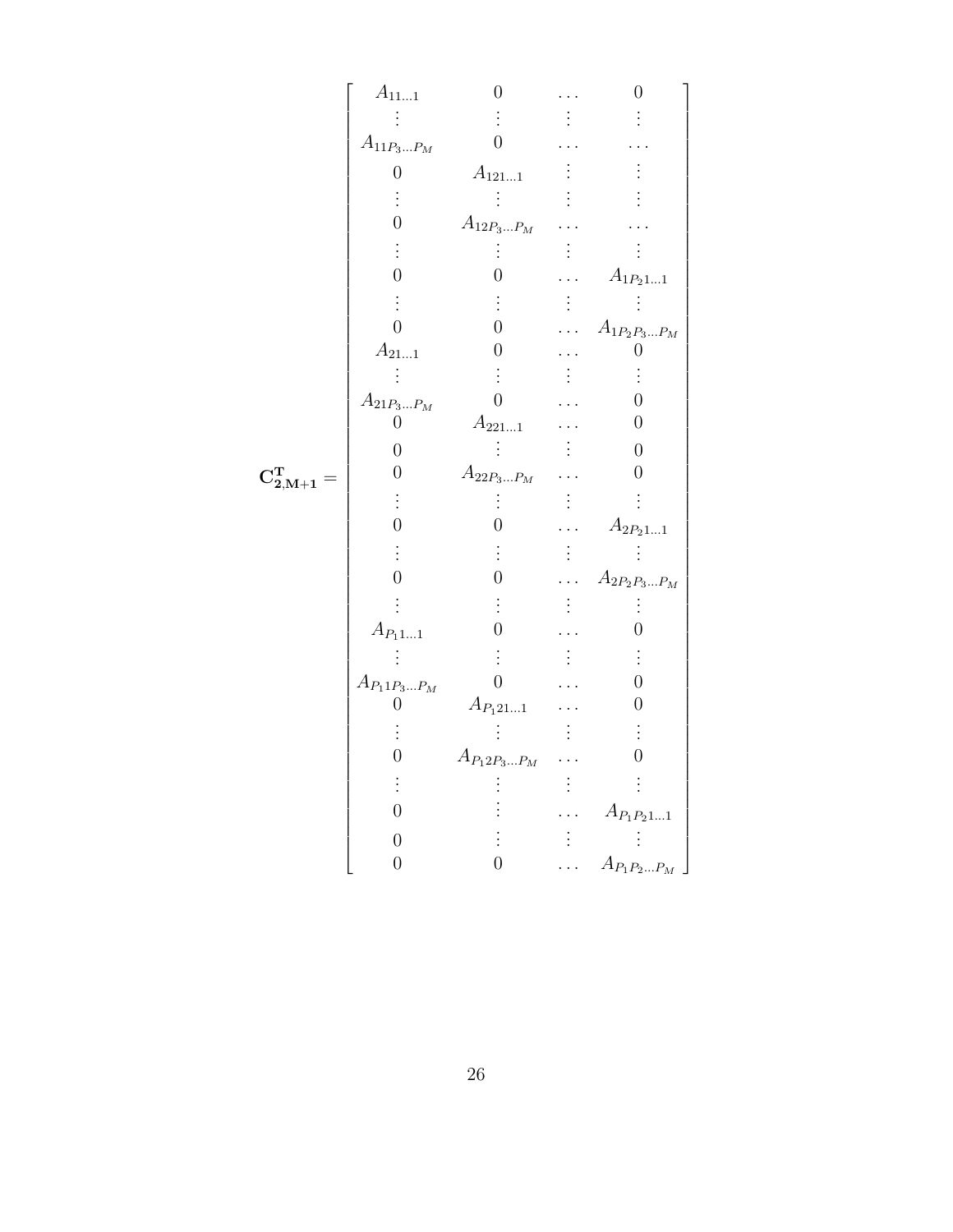$$
\mathbf{C^T_{2,M+1}} = \begin{bmatrix}
A_{11\ldots1} & 0 & \ldots & 0 \\
\vdots & \vdots & \vdots & \vdots \\
A_{11P_3\ldots P_M} & 0 & \ldots & \ldots \\
0 & A_{121\ldots1} & \vdots & \vdots \\
\vdots & \vdots & \vdots & \vdots \\
0 & A_{12P_3\ldots P_M} & \ldots & \ldots \\
\vdots & \vdots & \vdots & \vdots \\
0 & 0 & \ldots & A_{1P_21\ldots1} \\
\vdots & \vdots & \vdots & \vdots \\
0 & 0 & \ldots & A_{1P_2P_3\ldots P_M} \\
A_{21\ldots1} & 0 & \ldots & 0 \\
\vdots & \vdots & \vdots & \vdots \\
A_{21P_3\ldots P_M} & 0 & \ldots & 0 \\
0 & A_{221\ldots1} & \ldots & 0 \\
0 & \vdots & \vdots & 0 \\
0 & A_{22P_3\ldots P_M} & \ldots & 0 \\
\vdots & \vdots & \vdots & \vdots \\
0 & 0 & \ldots & A_{2P_21\ldots1} \\
\vdots & \vdots & \vdots & \vdots \\
0 & 0 & \ldots & A_{2P_2P_3\ldots P_M} \\
\vdots & \vdots & \vdots & \vdots \\
A_{P_11\ldots1} & 0 & \ldots & 0 \\
\vdots & \vdots & \vdots & \vdots \\
A_{P_11P_3\ldots P_M} & 0 & \ldots & 0 \\
0 & A_{P_121\ldots1} & \ldots & 0 \\
\vdots & \vdots & \vdots & \vdots \\
0 & A_{P_12P_3\ldots P_M} & \ldots & 0 \\
\vdots & \vdots & \vdots & \vdots \\
0 & \vdots & \ldots & A_{P_1P_21\ldots1} \\
0 & \vdots & \vdots & \vdots \\
0 & 0 & \ldots & A_{P_1P_2\ldots P_M}
\end{bmatrix}
$$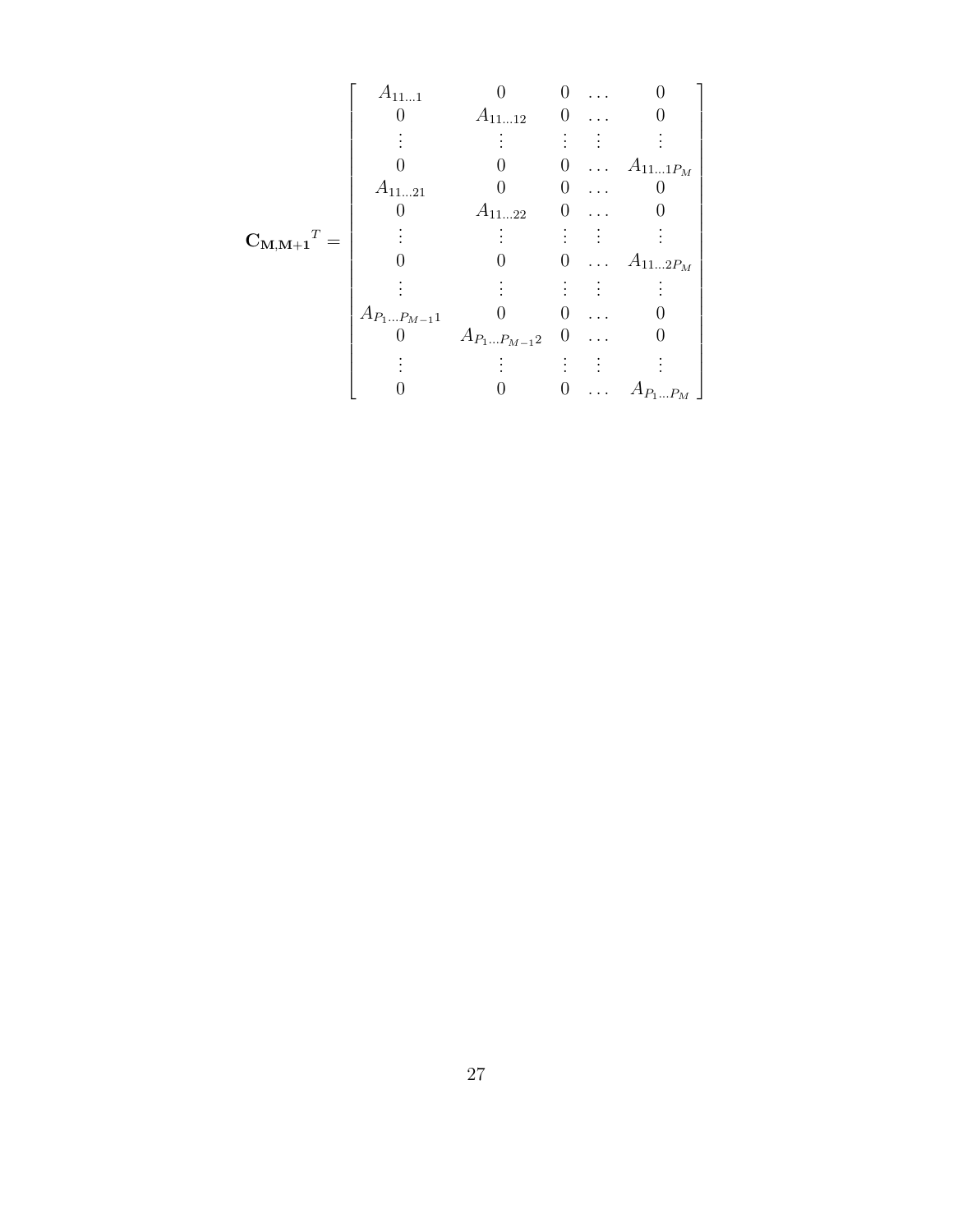$$
\mathbf{C_{M,M+1}}^T = \begin{bmatrix}
A_{11\ldots1} & 0 & 0 & \ldots & 0 \\
0 & A_{11\ldots12} & 0 & \ldots & 0 \\
\vdots & \vdots & \vdots & \vdots & \vdots \\
0 & 0 & 0 & \ldots & A_{11\ldots1P_M} \\
A_{11\ldots21} & 0 & 0 & \ldots & 0 \\
0 & A_{11\ldots22} & 0 & \ldots & 0 \\
\vdots & \vdots & \vdots & \vdots & \vdots \\
0 & 0 & 0 & \ldots & A_{11\ldots2P_M} \\
\vdots & \vdots & \vdots & \vdots & \vdots \\
A_{P_1\ldots P_{M-1}1} & 0 & 0 & \ldots & 0 \\
0 & A_{P_1\ldots P_{M-1}2} & 0 & \ldots & 0 \\
\vdots & \vdots & \vdots & \vdots & \vdots \\
0 & 0 & 0 & \ldots & A_{P_1\ldots P_M}
\end{bmatrix}
$$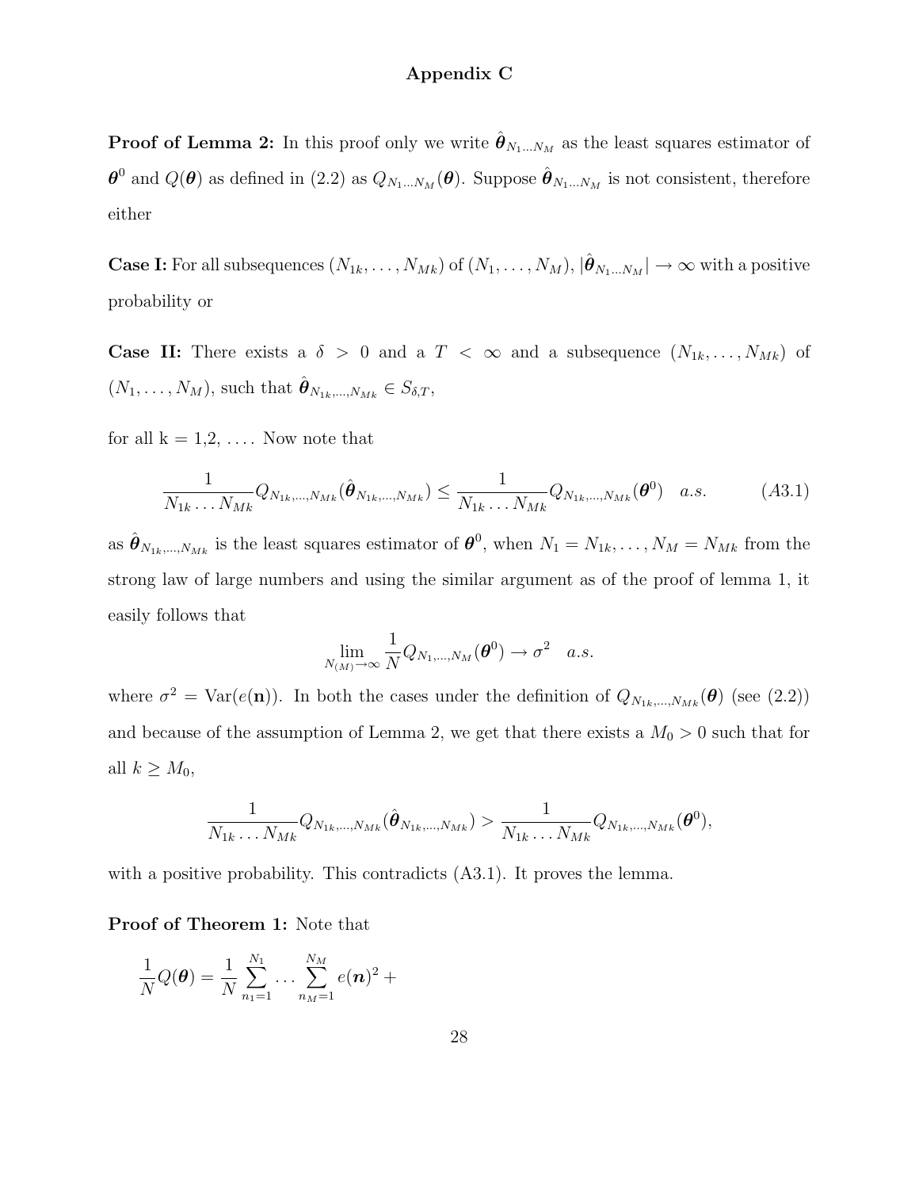## Appendix C

**Proof of Lemma 2:** In this proof only we write $\hat{\boldsymbol{\theta}}_{N_1 \ldots N_M}$ as the least squares estimator of $\boldsymbol{\theta}^0$ and $Q(\boldsymbol{\theta})$ as defined in (2.2) as $Q_{N_1 \ldots N_M}(\boldsymbol{\theta})$. Suppose $\hat{\boldsymbol{\theta}}_{N_1 \ldots N_M}$ is not consistent, therefore either

**Case I:** For all subsequences $(N_{1k}, \ldots, N_{Mk})$ of $(N_1, \ldots, N_M)$, $|\hat{\boldsymbol{\theta}}_{N_1 \ldots N_M}| \to \infty$ with a positive probability or

**Case II:** There exists a $\delta > 0$ and a $T < \infty$ and a subsequence $(N_{1k}, \ldots, N_{Mk})$ of $(N_1, \ldots, N_M)$, such that $\hat{\boldsymbol{\theta}}_{N_{1k}, \ldots, N_{Mk}} \in S_{\delta, T}$,

for all k = 1,2, .... Now note that

$$\frac{1}{N_{1k} \ldots N_{Mk}} Q_{N_{1k}, \ldots, N_{Mk}}(\hat{\boldsymbol{\theta}}_{N_{1k}, \ldots, N_{Mk}}) \leq \frac{1}{N_{1k} \ldots N_{Mk}} Q_{N_{1k}, \ldots, N_{Mk}}(\boldsymbol{\theta}^0) \quad a.s. \qquad (A3.1)$$

as $\hat{\boldsymbol{\theta}}_{N_{1k}, \ldots, N_{Mk}}$ is the least squares estimator of $\boldsymbol{\theta}^0$, when $N_1 = N_{1k}, \ldots, N_M = N_{Mk}$ from the strong law of large numbers and using the similar argument as of the proof of lemma 1, it easily follows that

$$\lim_{N_{(M)} \to \infty} \frac{1}{N} Q_{N_1, \ldots, N_M}(\boldsymbol{\theta}^0) \to \sigma^2 \quad a.s.$$

where $\sigma^2 = \text{Var}(e(\mathbf{n}))$. In both the cases under the definition of $Q_{N_{1k}, \ldots, N_{Mk}}(\boldsymbol{\theta})$ (see (2.2)) and because of the assumption of Lemma 2, we get that there exists a $M_0 > 0$ such that for all $k \geq M_0$,

$$\frac{1}{N_{1k} \ldots N_{Mk}} Q_{N_{1k}, \ldots, N_{Mk}}(\hat{\boldsymbol{\theta}}_{N_{1k}, \ldots, N_{Mk}}) > \frac{1}{N_{1k} \ldots N_{Mk}} Q_{N_{1k}, \ldots, N_{Mk}}(\boldsymbol{\theta}^0),$$

with a positive probability. This contradicts (A3.1). It proves the lemma.

**Proof of Theorem 1:** Note that

$$\frac{1}{N} Q(\boldsymbol{\theta}) = \frac{1}{N} \sum_{n_1=1}^{N_1} \ldots \sum_{n_M=1}^{N_M} e(\boldsymbol{n})^2 +$$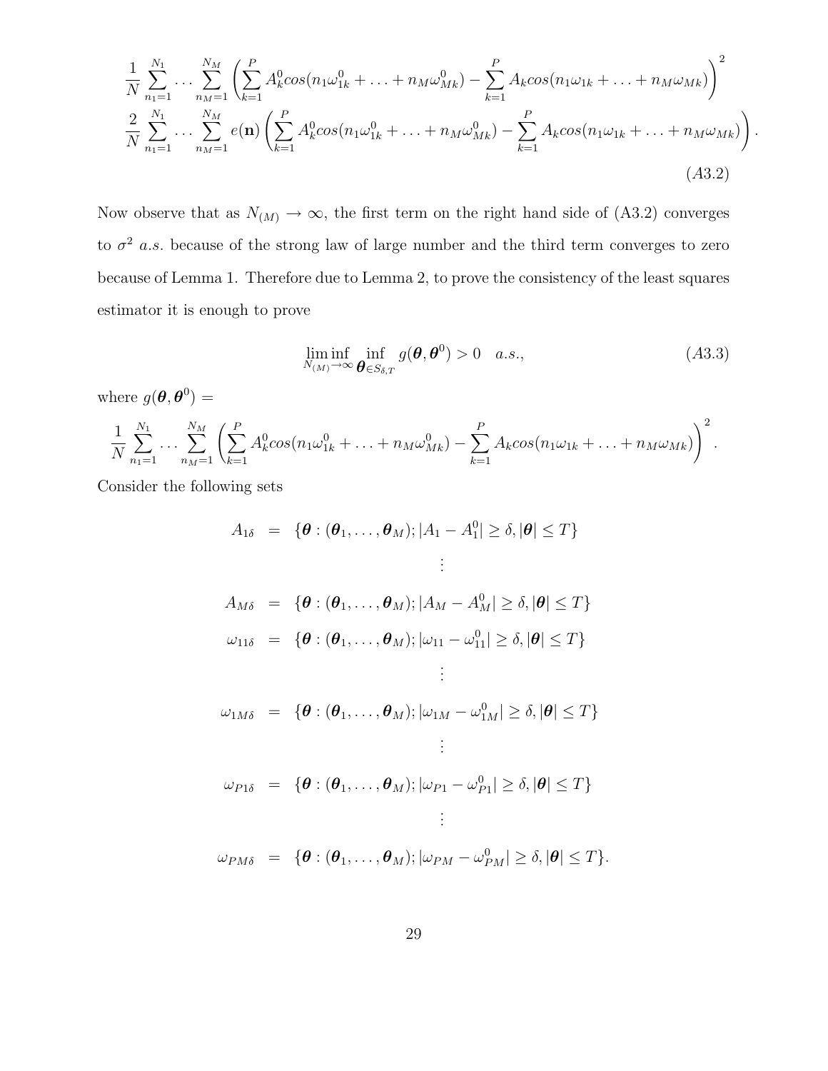$$\frac{1}{N}\sum_{n_1=1}^{N_1}\ldots\sum_{n_M=1}^{N_M}\left(\sum_{k=1}^{P}A_k^0 cos(n_1\omega_{1k}^0+\ldots+n_M\omega_{Mk}^0)-\sum_{k=1}^{P}A_k cos(n_1\omega_{1k}+\ldots+n_M\omega_{Mk})\right)^2$$
$$\frac{2}{N}\sum_{n_1=1}^{N_1}\ldots\sum_{n_M=1}^{N_M}e(\mathbf{n})\left(\sum_{k=1}^{P}A_k^0 cos(n_1\omega_{1k}^0+\ldots+n_M\omega_{Mk}^0)-\sum_{k=1}^{P}A_k cos(n_1\omega_{1k}+\ldots+n_M\omega_{Mk})\right). \qquad (A3.2)$$

Now observe that as $N_{(M)} \to \infty$, the first term on the right hand side of (A3.2) converges to $\sigma^2$ *a.s.* because of the strong law of large number and the third term converges to zero because of Lemma 1. Therefore due to Lemma 2, to prove the consistency of the least squares estimator it is enough to prove

$$\liminf_{N_{(M)}\to\infty}\inf_{\boldsymbol{\theta}\in S_{\delta,T}} g(\boldsymbol{\theta},\boldsymbol{\theta}^0) > 0 \quad a.s., \qquad (A3.3)$$

where $g(\boldsymbol{\theta},\boldsymbol{\theta}^0) =$

$$\frac{1}{N}\sum_{n_1=1}^{N_1}\ldots\sum_{n_M=1}^{N_M}\left(\sum_{k=1}^{P}A_k^0 cos(n_1\omega_{1k}^0+\ldots+n_M\omega_{Mk}^0)-\sum_{k=1}^{P}A_k cos(n_1\omega_{1k}+\ldots+n_M\omega_{Mk})\right)^2.$$

Consider the following sets

$$\begin{aligned}
A_{1\delta} &= \{\boldsymbol{\theta} : (\boldsymbol{\theta}_1,\ldots,\boldsymbol{\theta}_M); |A_1 - A_1^0| \geq \delta, |\boldsymbol{\theta}| \leq T\}\\
&\vdots\\
A_{M\delta} &= \{\boldsymbol{\theta} : (\boldsymbol{\theta}_1,\ldots,\boldsymbol{\theta}_M); |A_M - A_M^0| \geq \delta, |\boldsymbol{\theta}| \leq T\}\\
\omega_{11\delta} &= \{\boldsymbol{\theta} : (\boldsymbol{\theta}_1,\ldots,\boldsymbol{\theta}_M); |\omega_{11} - \omega_{11}^0| \geq \delta, |\boldsymbol{\theta}| \leq T\}\\
&\vdots\\
\omega_{1M\delta} &= \{\boldsymbol{\theta} : (\boldsymbol{\theta}_1,\ldots,\boldsymbol{\theta}_M); |\omega_{1M} - \omega_{1M}^0| \geq \delta, |\boldsymbol{\theta}| \leq T\}\\
&\vdots\\
\omega_{P1\delta} &= \{\boldsymbol{\theta} : (\boldsymbol{\theta}_1,\ldots,\boldsymbol{\theta}_M); |\omega_{P1} - \omega_{P1}^0| \geq \delta, |\boldsymbol{\theta}| \leq T\}\\
&\vdots\\
\omega_{PM\delta} &= \{\boldsymbol{\theta} : (\boldsymbol{\theta}_1,\ldots,\boldsymbol{\theta}_M); |\omega_{PM} - \omega_{PM}^0| \geq \delta, |\boldsymbol{\theta}| \leq T\}.
\end{aligned}$$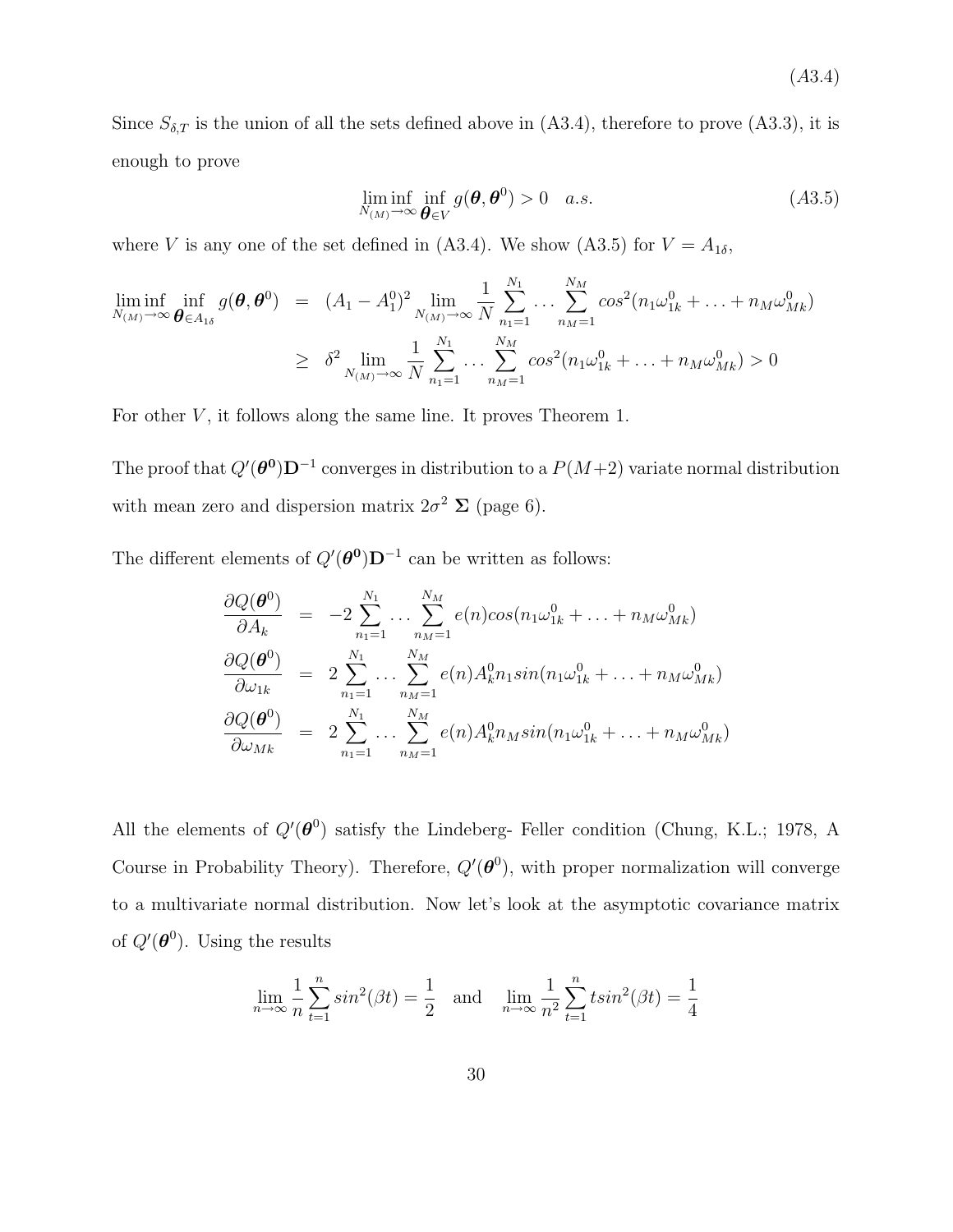$$(A3.4)$$

Since $S_{\delta,T}$ is the union of all the sets defined above in (A3.4), therefore to prove (A3.3), it is enough to prove

$$\liminf_{N_{(M)}\to\infty} \inf_{\boldsymbol{\theta}\in V} g(\boldsymbol{\theta},\boldsymbol{\theta}^0) > 0 \quad a.s. \tag{A3.5}$$

where $V$ is any one of the set defined in (A3.4). We show (A3.5) for $V = A_{1\delta}$,

$$\begin{aligned}
\liminf_{N_{(M)}\to\infty} \inf_{\boldsymbol{\theta}\in A_{1\delta}} g(\boldsymbol{\theta},\boldsymbol{\theta}^0) &= (A_1 - A_1^0)^2 \lim_{N_{(M)}\to\infty} \frac{1}{N}\sum_{n_1=1}^{N_1}\ldots\sum_{n_M=1}^{N_M} cos^2(n_1\omega_{1k}^0 + \ldots + n_M\omega_{Mk}^0) \\
&\geq \delta^2 \lim_{N_{(M)}\to\infty} \frac{1}{N}\sum_{n_1=1}^{N_1}\ldots\sum_{n_M=1}^{N_M} cos^2(n_1\omega_{1k}^0 + \ldots + n_M\omega_{Mk}^0) > 0
\end{aligned}$$

For other $V$, it follows along the same line. It proves Theorem 1.

The proof that $Q'(\boldsymbol{\theta^0})\mathbf{D}^{-1}$ converges in distribution to a $P(M+2)$ variate normal distribution with mean zero and dispersion matrix $2\sigma^2\ \boldsymbol{\Sigma}$ (page 6).

The different elements of $Q'(\boldsymbol{\theta^0})\mathbf{D}^{-1}$ can be written as follows:

$$\begin{aligned}
\frac{\partial Q(\boldsymbol{\theta}^0)}{\partial A_k} &= -2\sum_{n_1=1}^{N_1}\ldots\sum_{n_M=1}^{N_M} e(n)cos(n_1\omega_{1k}^0 + \ldots + n_M\omega_{Mk}^0) \\
\frac{\partial Q(\boldsymbol{\theta}^0)}{\partial \omega_{1k}} &= 2\sum_{n_1=1}^{N_1}\ldots\sum_{n_M=1}^{N_M} e(n)A_k^0 n_1 sin(n_1\omega_{1k}^0 + \ldots + n_M\omega_{Mk}^0) \\
\frac{\partial Q(\boldsymbol{\theta}^0)}{\partial \omega_{Mk}} &= 2\sum_{n_1=1}^{N_1}\ldots\sum_{n_M=1}^{N_M} e(n)A_k^0 n_M sin(n_1\omega_{1k}^0 + \ldots + n_M\omega_{Mk}^0)
\end{aligned}$$

All the elements of $Q'(\boldsymbol{\theta}^0)$ satisfy the Lindeberg- Feller condition (Chung, K.L.; 1978, A Course in Probability Theory). Therefore, $Q'(\boldsymbol{\theta}^0)$, with proper normalization will converge to a multivariate normal distribution. Now let's look at the asymptotic covariance matrix of $Q'(\boldsymbol{\theta}^0)$. Using the results

$$\lim_{n\to\infty}\frac{1}{n}\sum_{t=1}^{n} sin^2(\beta t) = \frac{1}{2} \quad \text{and} \quad \lim_{n\to\infty}\frac{1}{n^2}\sum_{t=1}^{n} t sin^2(\beta t) = \frac{1}{4}$$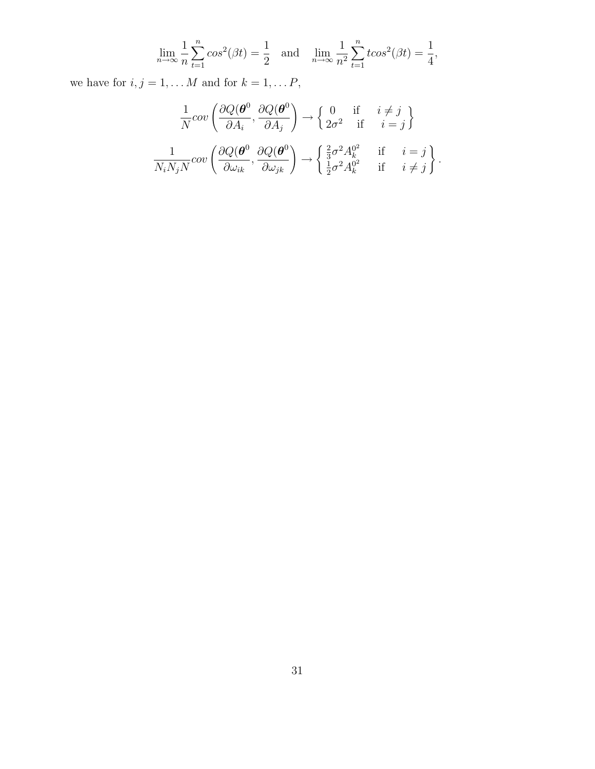$$\lim_{n\to\infty} \frac{1}{n}\sum_{t=1}^{n} cos^2(\beta t) = \frac{1}{2} \quad \text{and} \quad \lim_{n\to\infty} \frac{1}{n^2}\sum_{t=1}^{n} tcos^2(\beta t) = \frac{1}{4},$$

we have for $i, j = 1, \ldots M$ and for $k = 1, \ldots P$,

$$\frac{1}{N} cov\left(\frac{\partial Q(\boldsymbol{\theta}^0}{\partial A_i}, \frac{\partial Q(\boldsymbol{\theta}^0}{\partial A_j}\right) \rightarrow \left\{ \begin{array}{lll} 0 & \text{if} & i \neq j \\ 2\sigma^2 & \text{if} & i = j \end{array} \right\}$$

$$\frac{1}{N_i N_j N} cov\left(\frac{\partial Q(\boldsymbol{\theta}^0}{\partial \omega_{ik}}, \frac{\partial Q(\boldsymbol{\theta}^0}{\partial \omega_{jk}}\right) \rightarrow \left\{ \begin{array}{lll} \frac{2}{3}\sigma^2 A_k^{0^2} & \text{if} & i = j \\ \frac{1}{2}\sigma^2 A_k^{0^2} & \text{if} & i \neq j \end{array} \right\}.$$